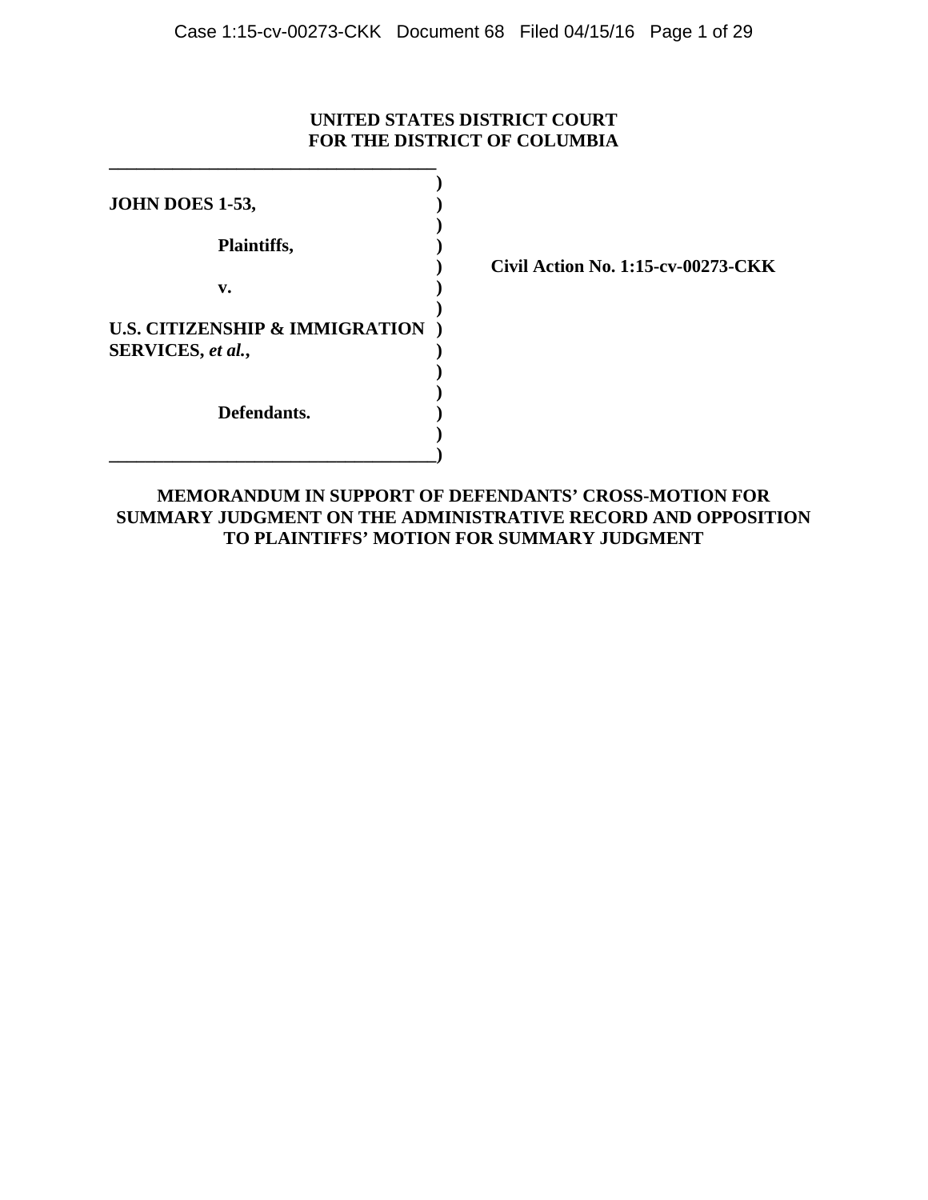**UNITED STATES DISTRICT COURT**
**FOR THE DISTRICT OF COLUMBIA**

| | | |
|---|---|---|
| **JOHN DOES 1-53,** | ) | |
| **Plaintiffs,** | ) | |
| **v.** | ) | **Civil Action No. 1:15-cv-00273-CKK** |
| **U.S. CITIZENSHIP & IMMIGRATION SERVICES,** ***et al.*****,** | ) | |
| **Defendants.** | ) | |

**MEMORANDUM IN SUPPORT OF DEFENDANTS' CROSS-MOTION FOR SUMMARY JUDGMENT ON THE ADMINISTRATIVE RECORD AND OPPOSITION TO PLAINTIFFS' MOTION FOR SUMMARY JUDGMENT**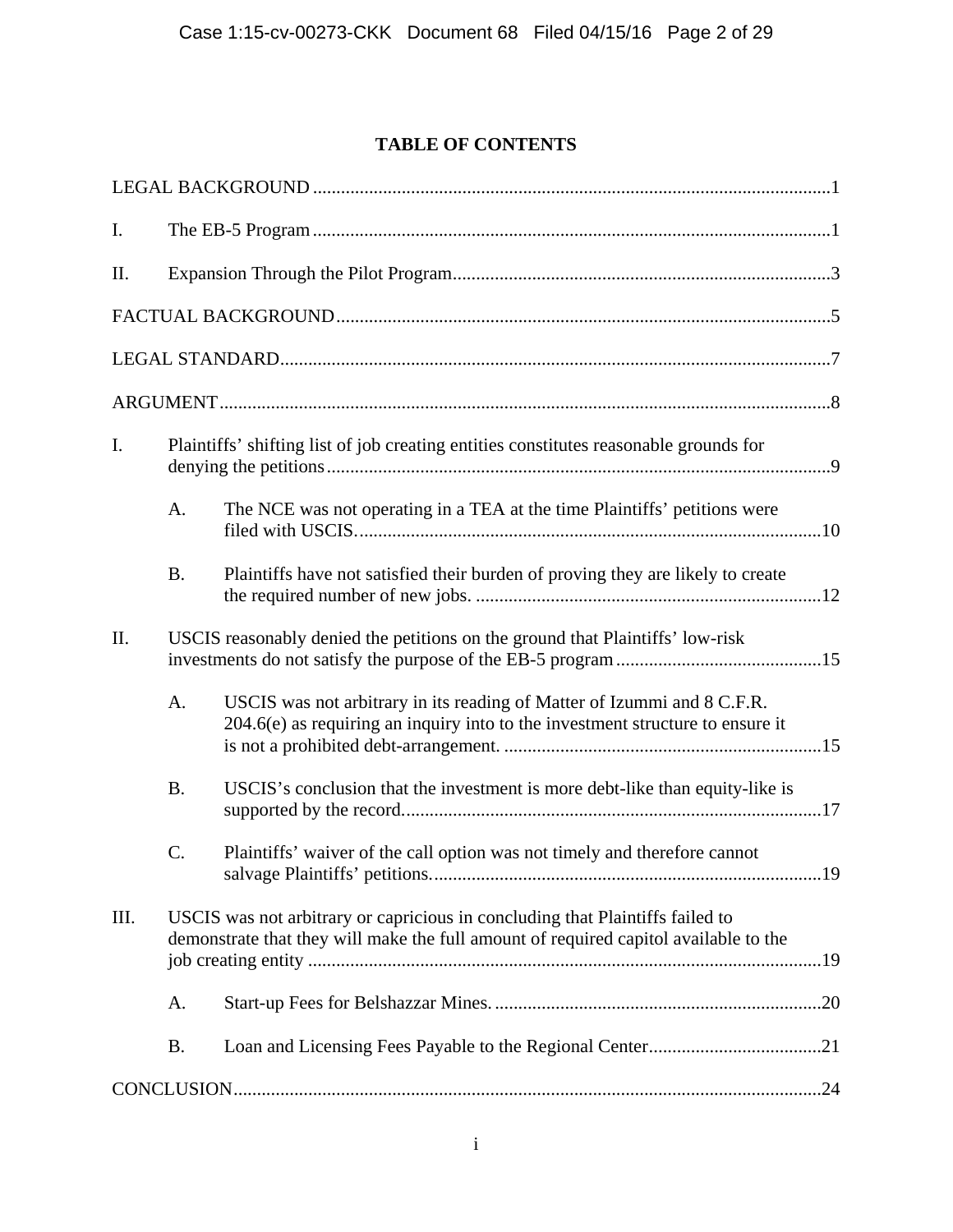# TABLE OF CONTENTS

LEGAL BACKGROUND ..............................................................................................................1

I. The EB-5 Program ..............................................................................................................1

II. Expansion Through the Pilot Program.................................................................................3

FACTUAL BACKGROUND.........................................................................................................5

LEGAL STANDARD.....................................................................................................................7

ARGUMENT..................................................................................................................................8

I. Plaintiffs' shifting list of job creating entities constitutes reasonable grounds for denying the petitions............................................................................................................9

   A. The NCE was not operating in a TEA at the time Plaintiffs' petitions were filed with USCIS...................................................................................................10

   B. Plaintiffs have not satisfied their burden of proving they are likely to create the required number of new jobs. ..........................................................................12

II. USCIS reasonably denied the petitions on the ground that Plaintiffs' low-risk investments do not satisfy the purpose of the EB-5 program............................................15

   A. USCIS was not arbitrary in its reading of Matter of Izummi and 8 C.F.R. 204.6(e) as requiring an inquiry into to the investment structure to ensure it is not a prohibited debt-arrangement. ....................................................................15

   B. USCIS's conclusion that the investment is more debt-like than equity-like is supported by the record.........................................................................................17

   C. Plaintiffs' waiver of the call option was not timely and therefore cannot salvage Plaintiffs' petitions...................................................................................19

III. USCIS was not arbitrary or capricious in concluding that Plaintiffs failed to demonstrate that they will make the full amount of required capitol available to the job creating entity .............................................................................................................19

   A. Start-up Fees for Belshazzar Mines. .....................................................................20

   B. Loan and Licensing Fees Payable to the Regional Center.....................................21

CONCLUSION.............................................................................................................................24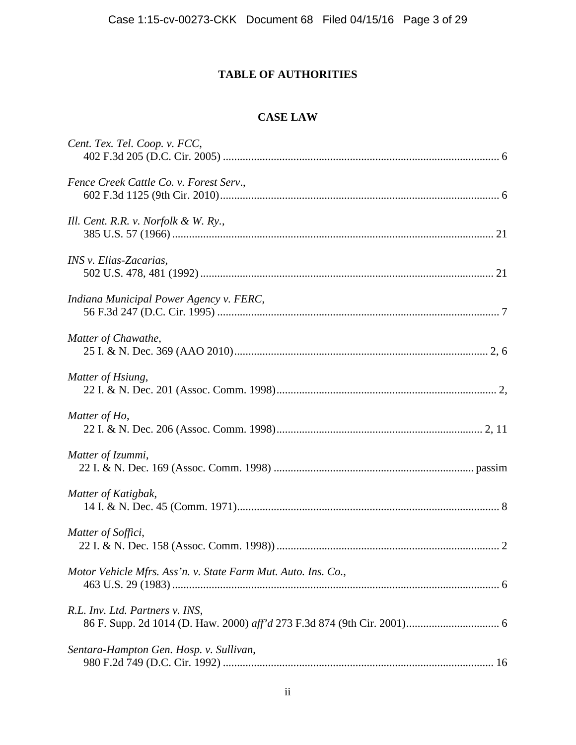## TABLE OF AUTHORITIES

### CASE LAW

*Cent. Tex. Tel. Coop. v. FCC*,
402 F.3d 205 (D.C. Cir. 2005) .................................................................................................. 6

*Fence Creek Cattle Co. v. Forest Serv*.,
602 F.3d 1125 (9th Cir. 2010).................................................................................................. 6

*Ill. Cent. R.R. v. Norfolk & W. Ry.*,
385 U.S. 57 (1966) .................................................................................................................. 21

*INS v. Elias-Zacarias*,
502 U.S. 478, 481 (1992) ........................................................................................................ 21

*Indiana Municipal Power Agency v. FERC*,
56 F.3d 247 (D.C. Cir. 1995) .................................................................................................... 7

*Matter of Chawathe*,
25 I. & N. Dec. 369 (AAO 2010).......................................................................................... 2, 6

*Matter of Hsiung*,
22 I. & N. Dec. 201 (Assoc. Comm. 1998)............................................................................. 2,

*Matter of Ho*,
22 I. & N. Dec. 206 (Assoc. Comm. 1998)......................................................................... 2, 11

*Matter of Izummi*,
22 I. & N. Dec. 169 (Assoc. Comm. 1998) ...................................................................... passim

*Matter of Katigbak*,
14 I. & N. Dec. 45 (Comm. 1971)............................................................................................. 8

*Matter of Soffici*,
22 I. & N. Dec. 158 (Assoc. Comm. 1998)) .............................................................................. 2

*Motor Vehicle Mfrs. Ass'n. v. State Farm Mut. Auto. Ins. Co.*,
463 U.S. 29 (1983) .................................................................................................................... 6

*R.L. Inv. Ltd. Partners v. INS*,
86 F. Supp. 2d 1014 (D. Haw. 2000) *aff'd* 273 F.3d 874 (9th Cir. 2001)................................. 6

*Sentara-Hampton Gen. Hosp. v. Sullivan*,
980 F.2d 749 (D.C. Cir. 1992) ................................................................................................ 16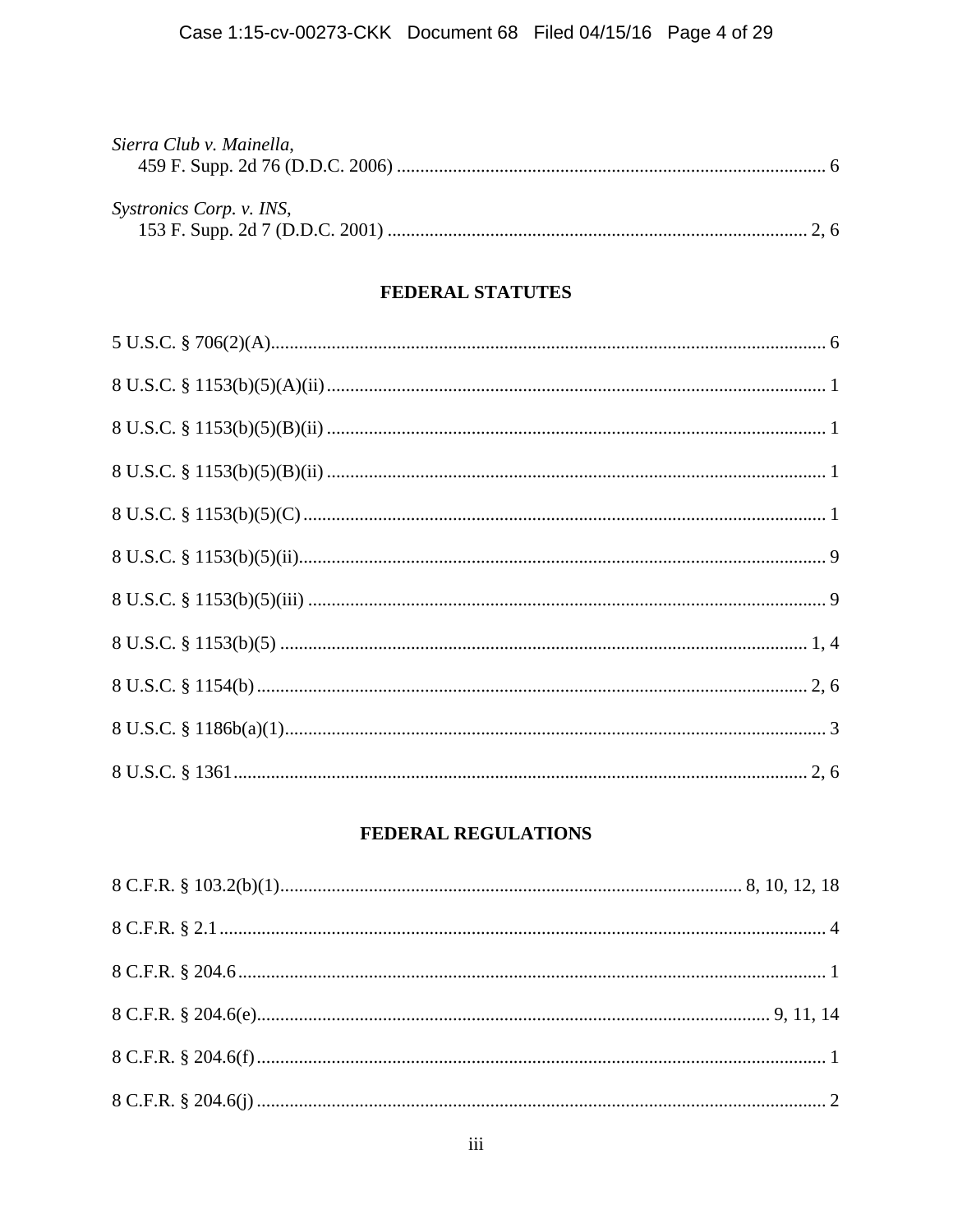*Sierra Club v. Mainella*,
459 F. Supp. 2d 76 (D.D.C. 2006) ............................................................................................ 6

*Systronics Corp. v. INS*,
153 F. Supp. 2d 7 (D.D.C. 2001) ........................................................................................... 2, 6

## FEDERAL STATUTES

5 U.S.C. § 706(2)(A)....................................................................................................................... 6

8 U.S.C. § 1153(b)(5)(A)(ii) ............................................................................................................ 1

8 U.S.C. § 1153(b)(5)(B)(ii) ............................................................................................................ 1

8 U.S.C. § 1153(b)(5)(B)(ii) ............................................................................................................ 1

8 U.S.C. § 1153(b)(5)(C) ................................................................................................................. 1

8 U.S.C. § 1153(b)(5)(ii).................................................................................................................. 9

8 U.S.C. § 1153(b)(5)(iii) ................................................................................................................ 9

8 U.S.C. § 1153(b)(5) ................................................................................................................. 1, 4

8 U.S.C. § 1154(b) ....................................................................................................................... 2, 6

8 U.S.C. § 1186b(a)(1)..................................................................................................................... 3

8 U.S.C. § 1361 ............................................................................................................................ 2, 6

## FEDERAL REGULATIONS

8 C.F.R. § 103.2(b)(1)................................................................................................... 8, 10, 12, 18

8 C.F.R. § 2.1 .................................................................................................................................. 4

8 C.F.R. § 204.6 .............................................................................................................................. 1

8 C.F.R. § 204.6(e)............................................................................................................. 9, 11, 14

8 C.F.R. § 204.6(f) ........................................................................................................................... 1

8 C.F.R. § 204.6(j) ........................................................................................................................... 2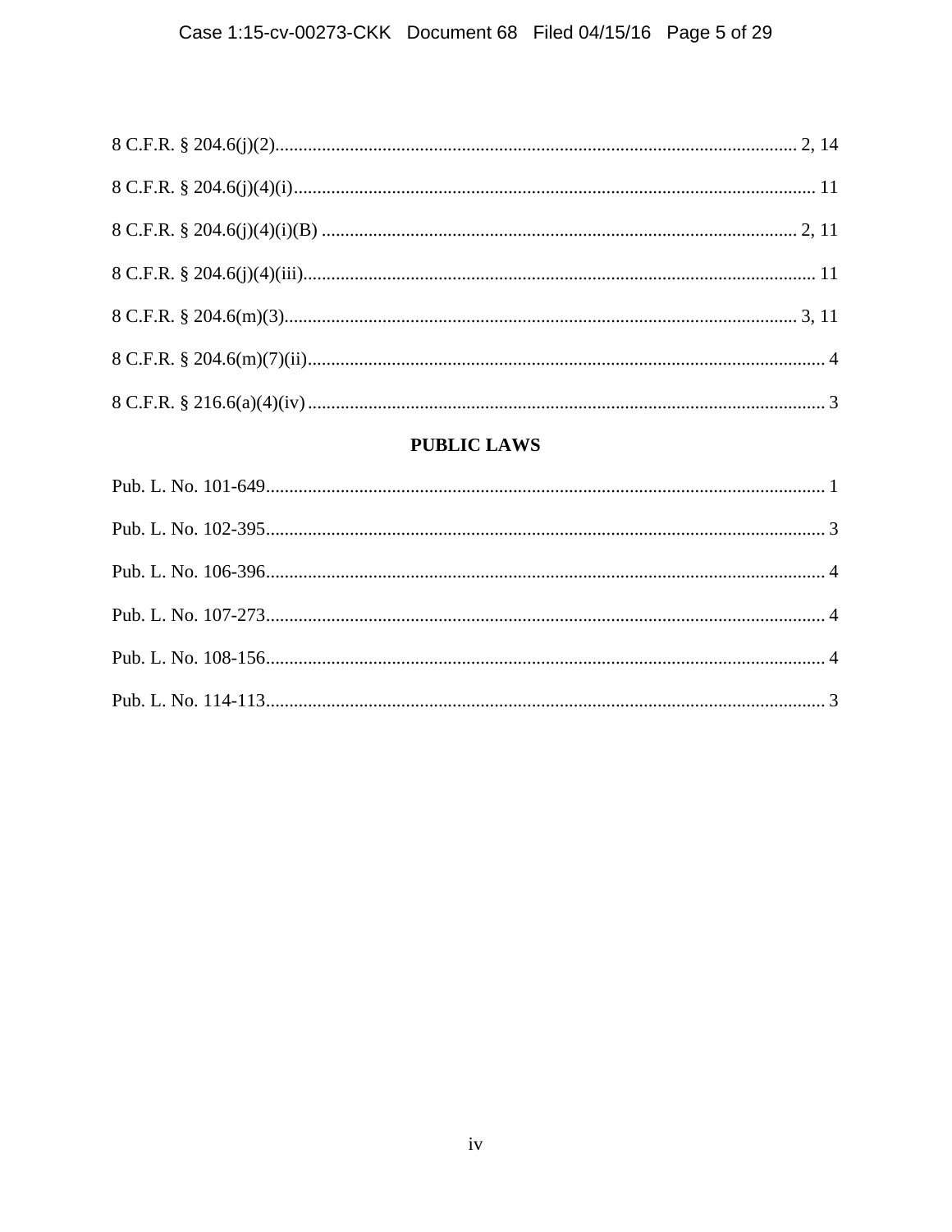8 C.F.R. § 204.6(j)(2)................................................................................................................ 2, 14

8 C.F.R. § 204.6(j)(4)(i)............................................................................................................... 11

8 C.F.R. § 204.6(j)(4)(i)(B) ...................................................................................................... 2, 11

8 C.F.R. § 204.6(j)(4)(iii)............................................................................................................. 11

8 C.F.R. § 204.6(m)(3).............................................................................................................. 3, 11

8 C.F.R. § 204.6(m)(7)(ii).............................................................................................................. 4

8 C.F.R. § 216.6(a)(4)(iv) .............................................................................................................. 3

## PUBLIC LAWS

Pub. L. No. 101-649........................................................................................................................ 1

Pub. L. No. 102-395........................................................................................................................ 3

Pub. L. No. 106-396........................................................................................................................ 4

Pub. L. No. 107-273........................................................................................................................ 4

Pub. L. No. 108-156........................................................................................................................ 4

Pub. L. No. 114-113........................................................................................................................ 3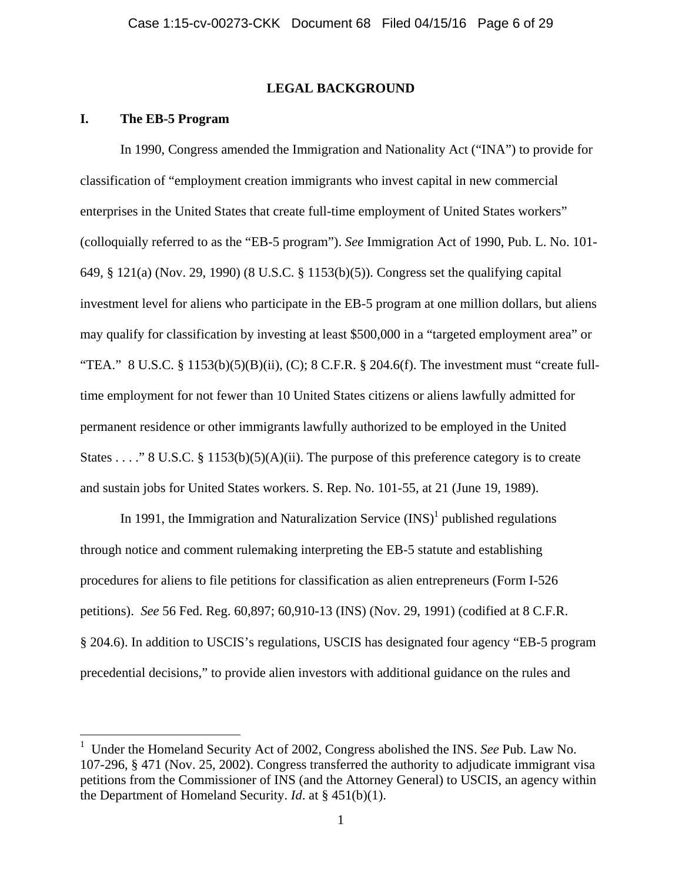## LEGAL BACKGROUND

### I. The EB-5 Program

In 1990, Congress amended the Immigration and Nationality Act ("INA") to provide for classification of "employment creation immigrants who invest capital in new commercial enterprises in the United States that create full-time employment of United States workers" (colloquially referred to as the "EB-5 program"). *See* Immigration Act of 1990, Pub. L. No. 101-649, § 121(a) (Nov. 29, 1990) (8 U.S.C. § 1153(b)(5)). Congress set the qualifying capital investment level for aliens who participate in the EB-5 program at one million dollars, but aliens may qualify for classification by investing at least $500,000 in a "targeted employment area" or "TEA." 8 U.S.C. § 1153(b)(5)(B)(ii), (C); 8 C.F.R. § 204.6(f). The investment must "create full-time employment for not fewer than 10 United States citizens or aliens lawfully admitted for permanent residence or other immigrants lawfully authorized to be employed in the United States . . . ." 8 U.S.C. § 1153(b)(5)(A)(ii). The purpose of this preference category is to create and sustain jobs for United States workers. S. Rep. No. 101-55, at 21 (June 19, 1989).

In 1991, the Immigration and Naturalization Service (INS)[1] published regulations through notice and comment rulemaking interpreting the EB-5 statute and establishing procedures for aliens to file petitions for classification as alien entrepreneurs (Form I-526 petitions). *See* 56 Fed. Reg. 60,897; 60,910-13 (INS) (Nov. 29, 1991) (codified at 8 C.F.R. § 204.6). In addition to USCIS's regulations, USCIS has designated four agency "EB-5 program precedential decisions," to provide alien investors with additional guidance on the rules and

[1] Under the Homeland Security Act of 2002, Congress abolished the INS. *See* Pub. Law No. 107-296, § 471 (Nov. 25, 2002). Congress transferred the authority to adjudicate immigrant visa petitions from the Commissioner of INS (and the Attorney General) to USCIS, an agency within the Department of Homeland Security. *Id*. at § 451(b)(1).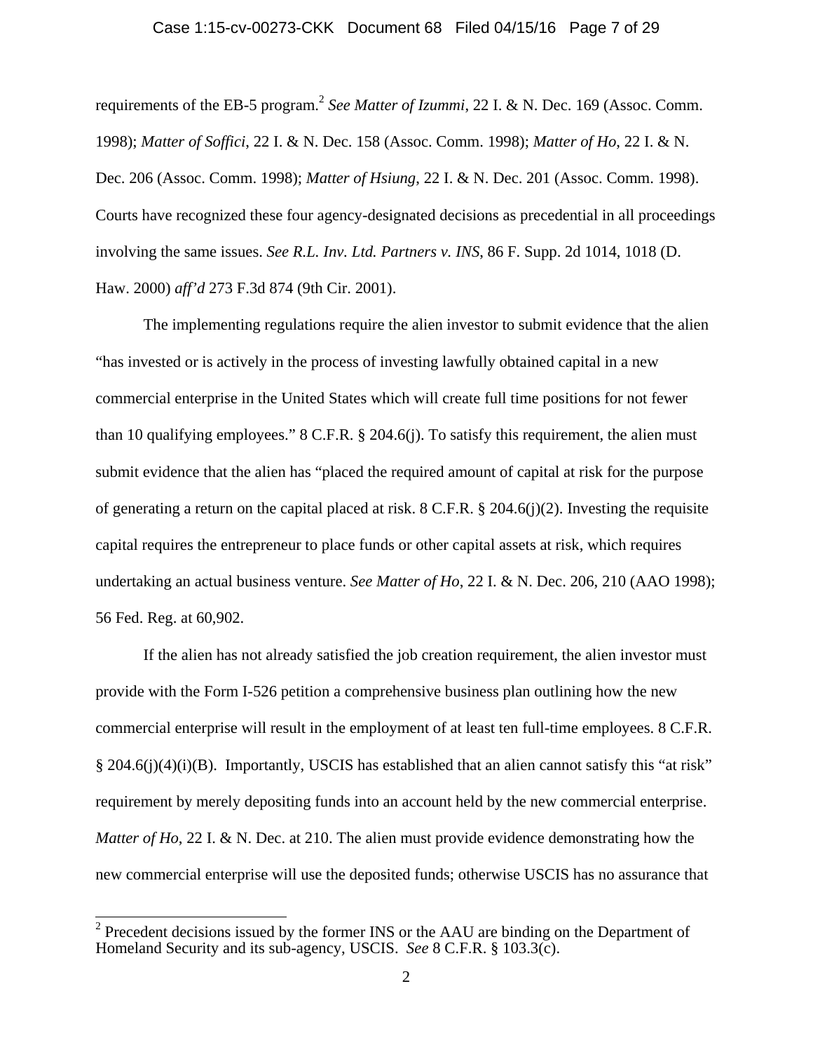requirements of the EB-5 program.[2] *See Matter of Izummi*, 22 I. & N. Dec. 169 (Assoc. Comm. 1998); *Matter of Soffici*, 22 I. & N. Dec. 158 (Assoc. Comm. 1998); *Matter of Ho*, 22 I. & N. Dec. 206 (Assoc. Comm. 1998); *Matter of Hsiung*, 22 I. & N. Dec. 201 (Assoc. Comm. 1998). Courts have recognized these four agency-designated decisions as precedential in all proceedings involving the same issues. *See R.L. Inv. Ltd. Partners v. INS*, 86 F. Supp. 2d 1014, 1018 (D. Haw. 2000) *aff'd* 273 F.3d 874 (9th Cir. 2001).

The implementing regulations require the alien investor to submit evidence that the alien "has invested or is actively in the process of investing lawfully obtained capital in a new commercial enterprise in the United States which will create full time positions for not fewer than 10 qualifying employees." 8 C.F.R. § 204.6(j). To satisfy this requirement, the alien must submit evidence that the alien has "placed the required amount of capital at risk for the purpose of generating a return on the capital placed at risk. 8 C.F.R. § 204.6(j)(2). Investing the requisite capital requires the entrepreneur to place funds or other capital assets at risk, which requires undertaking an actual business venture. *See Matter of Ho*, 22 I. & N. Dec. 206, 210 (AAO 1998); 56 Fed. Reg. at 60,902.

If the alien has not already satisfied the job creation requirement, the alien investor must provide with the Form I-526 petition a comprehensive business plan outlining how the new commercial enterprise will result in the employment of at least ten full-time employees. 8 C.F.R. § 204.6(j)(4)(i)(B). Importantly, USCIS has established that an alien cannot satisfy this "at risk" requirement by merely depositing funds into an account held by the new commercial enterprise. *Matter of Ho*, 22 I. & N. Dec. at 210. The alien must provide evidence demonstrating how the new commercial enterprise will use the deposited funds; otherwise USCIS has no assurance that

---

[2] Precedent decisions issued by the former INS or the AAU are binding on the Department of Homeland Security and its sub-agency, USCIS. *See* 8 C.F.R. § 103.3(c).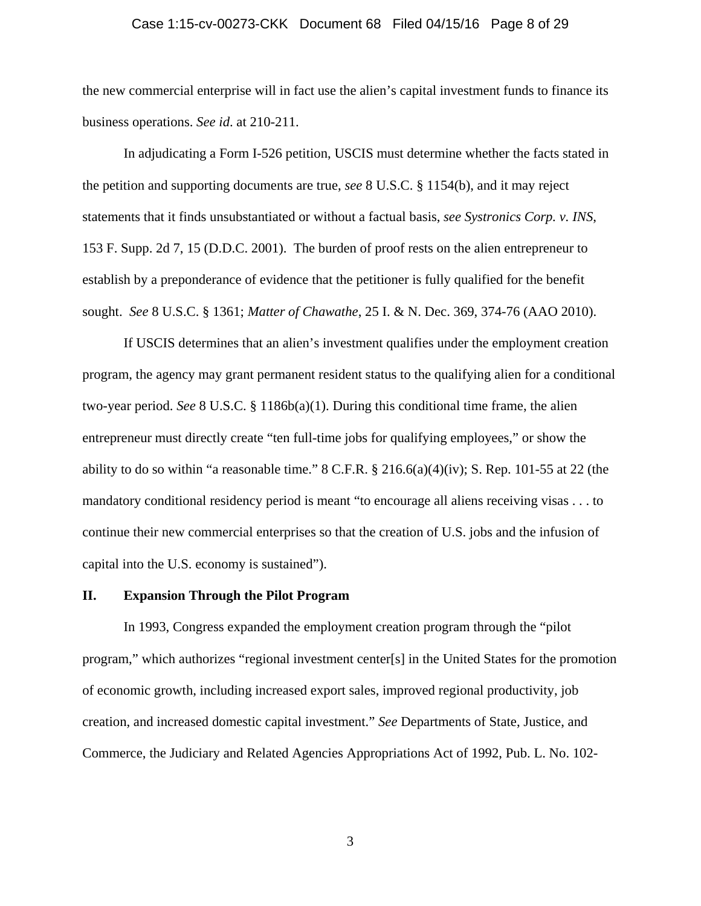the new commercial enterprise will in fact use the alien's capital investment funds to finance its business operations. *See id.* at 210-211.

In adjudicating a Form I-526 petition, USCIS must determine whether the facts stated in the petition and supporting documents are true, *see* 8 U.S.C. § 1154(b), and it may reject statements that it finds unsubstantiated or without a factual basis, *see Systronics Corp. v. INS*, 153 F. Supp. 2d 7, 15 (D.D.C. 2001). The burden of proof rests on the alien entrepreneur to establish by a preponderance of evidence that the petitioner is fully qualified for the benefit sought. *See* 8 U.S.C. § 1361; *Matter of Chawathe*, 25 I. & N. Dec. 369, 374-76 (AAO 2010).

If USCIS determines that an alien's investment qualifies under the employment creation program, the agency may grant permanent resident status to the qualifying alien for a conditional two-year period. *See* 8 U.S.C. § 1186b(a)(1). During this conditional time frame, the alien entrepreneur must directly create "ten full-time jobs for qualifying employees," or show the ability to do so within "a reasonable time." 8 C.F.R. § 216.6(a)(4)(iv); S. Rep. 101-55 at 22 (the mandatory conditional residency period is meant "to encourage all aliens receiving visas . . . to continue their new commercial enterprises so that the creation of U.S. jobs and the infusion of capital into the U.S. economy is sustained").

## II. Expansion Through the Pilot Program

In 1993, Congress expanded the employment creation program through the "pilot program," which authorizes "regional investment center[s] in the United States for the promotion of economic growth, including increased export sales, improved regional productivity, job creation, and increased domestic capital investment." *See* Departments of State, Justice, and Commerce, the Judiciary and Related Agencies Appropriations Act of 1992, Pub. L. No. 102-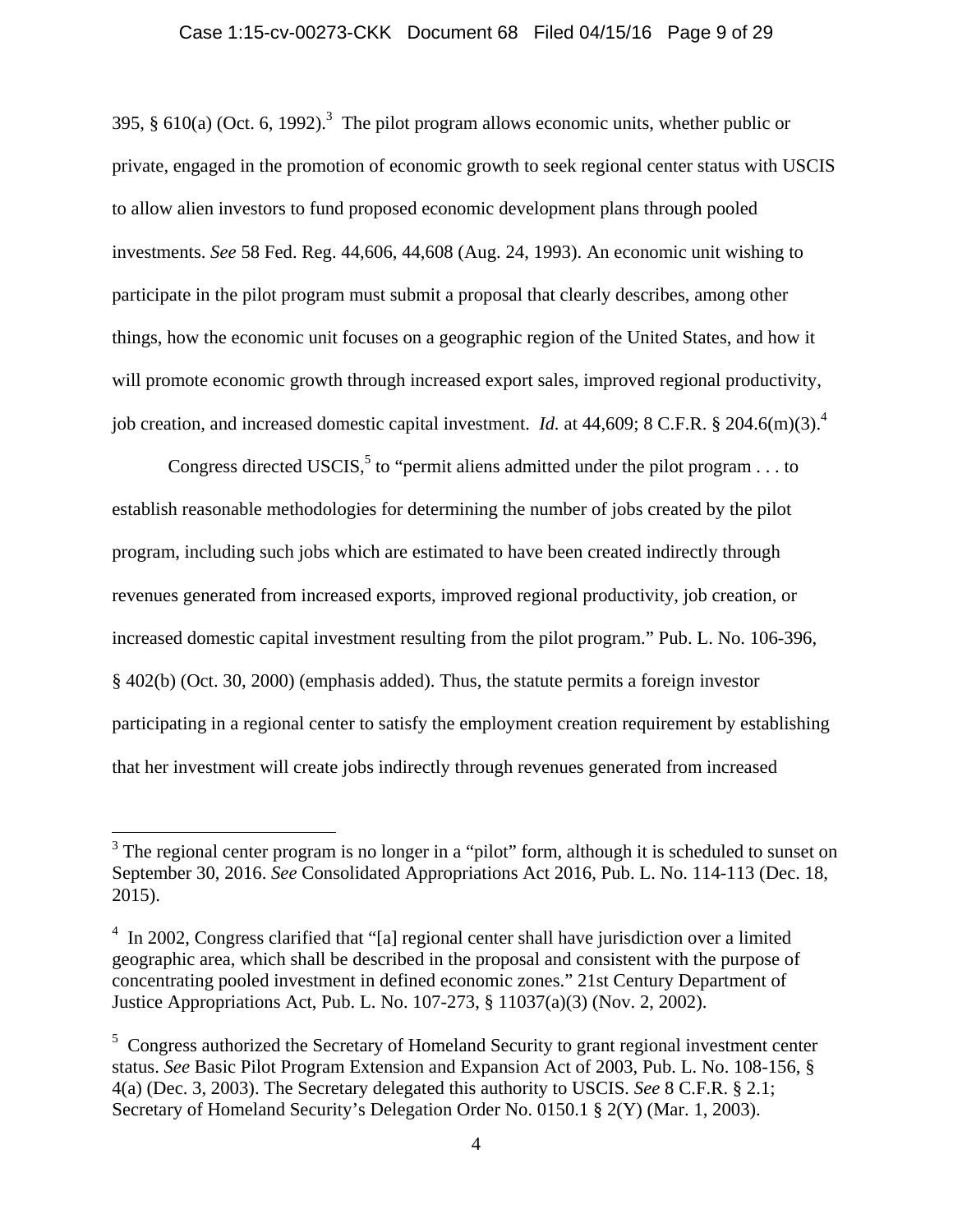395, § 610(a) (Oct. 6, 1992).[3] The pilot program allows economic units, whether public or private, engaged in the promotion of economic growth to seek regional center status with USCIS to allow alien investors to fund proposed economic development plans through pooled investments. *See* 58 Fed. Reg. 44,606, 44,608 (Aug. 24, 1993). An economic unit wishing to participate in the pilot program must submit a proposal that clearly describes, among other things, how the economic unit focuses on a geographic region of the United States, and how it will promote economic growth through increased export sales, improved regional productivity, job creation, and increased domestic capital investment. *Id.* at 44,609; 8 C.F.R. § 204.6(m)(3).[4]

Congress directed USCIS,[5] to "permit aliens admitted under the pilot program . . . to establish reasonable methodologies for determining the number of jobs created by the pilot program, including such jobs which are estimated to have been created indirectly through revenues generated from increased exports, improved regional productivity, job creation, or increased domestic capital investment resulting from the pilot program." Pub. L. No. 106-396, § 402(b) (Oct. 30, 2000) (emphasis added). Thus, the statute permits a foreign investor participating in a regional center to satisfy the employment creation requirement by establishing that her investment will create jobs indirectly through revenues generated from increased

---

[3] The regional center program is no longer in a "pilot" form, although it is scheduled to sunset on September 30, 2016. *See* Consolidated Appropriations Act 2016, Pub. L. No. 114-113 (Dec. 18, 2015).

[4] In 2002, Congress clarified that "[a] regional center shall have jurisdiction over a limited geographic area, which shall be described in the proposal and consistent with the purpose of concentrating pooled investment in defined economic zones." 21st Century Department of Justice Appropriations Act, Pub. L. No. 107-273, § 11037(a)(3) (Nov. 2, 2002).

[5] Congress authorized the Secretary of Homeland Security to grant regional investment center status. *See* Basic Pilot Program Extension and Expansion Act of 2003, Pub. L. No. 108-156, § 4(a) (Dec. 3, 2003). The Secretary delegated this authority to USCIS. *See* 8 C.F.R. § 2.1; Secretary of Homeland Security's Delegation Order No. 0150.1 § 2(Y) (Mar. 1, 2003).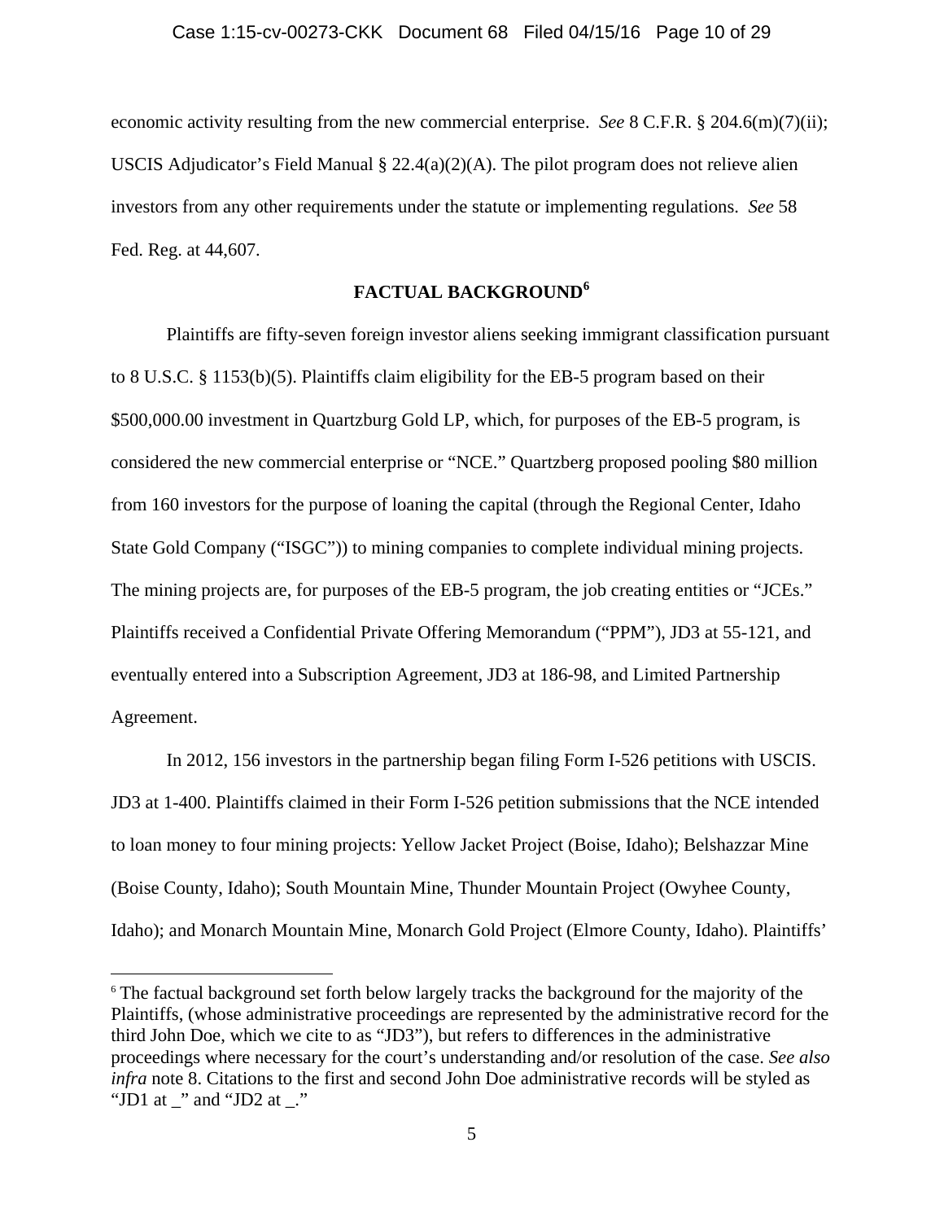economic activity resulting from the new commercial enterprise. *See* 8 C.F.R. § 204.6(m)(7)(ii); USCIS Adjudicator's Field Manual § 22.4(a)(2)(A). The pilot program does not relieve alien investors from any other requirements under the statute or implementing regulations. *See* 58 Fed. Reg. at 44,607.

## FACTUAL BACKGROUND[6]

Plaintiffs are fifty-seven foreign investor aliens seeking immigrant classification pursuant to 8 U.S.C. § 1153(b)(5). Plaintiffs claim eligibility for the EB-5 program based on their $500,000.00 investment in Quartzburg Gold LP, which, for purposes of the EB-5 program, is considered the new commercial enterprise or "NCE." Quartzberg proposed pooling $80 million from 160 investors for the purpose of loaning the capital (through the Regional Center, Idaho State Gold Company ("ISGC")) to mining companies to complete individual mining projects. The mining projects are, for purposes of the EB-5 program, the job creating entities or "JCEs." Plaintiffs received a Confidential Private Offering Memorandum ("PPM"), JD3 at 55-121, and eventually entered into a Subscription Agreement, JD3 at 186-98, and Limited Partnership Agreement.

In 2012, 156 investors in the partnership began filing Form I-526 petitions with USCIS. JD3 at 1-400. Plaintiffs claimed in their Form I-526 petition submissions that the NCE intended to loan money to four mining projects: Yellow Jacket Project (Boise, Idaho); Belshazzar Mine (Boise County, Idaho); South Mountain Mine, Thunder Mountain Project (Owyhee County, Idaho); and Monarch Mountain Mine, Monarch Gold Project (Elmore County, Idaho). Plaintiffs'

[6] The factual background set forth below largely tracks the background for the majority of the Plaintiffs, (whose administrative proceedings are represented by the administrative record for the third John Doe, which we cite to as "JD3"), but refers to differences in the administrative proceedings where necessary for the court's understanding and/or resolution of the case. *See also infra* note 8. Citations to the first and second John Doe administrative records will be styled as "JD1 at _" and "JD2 at _."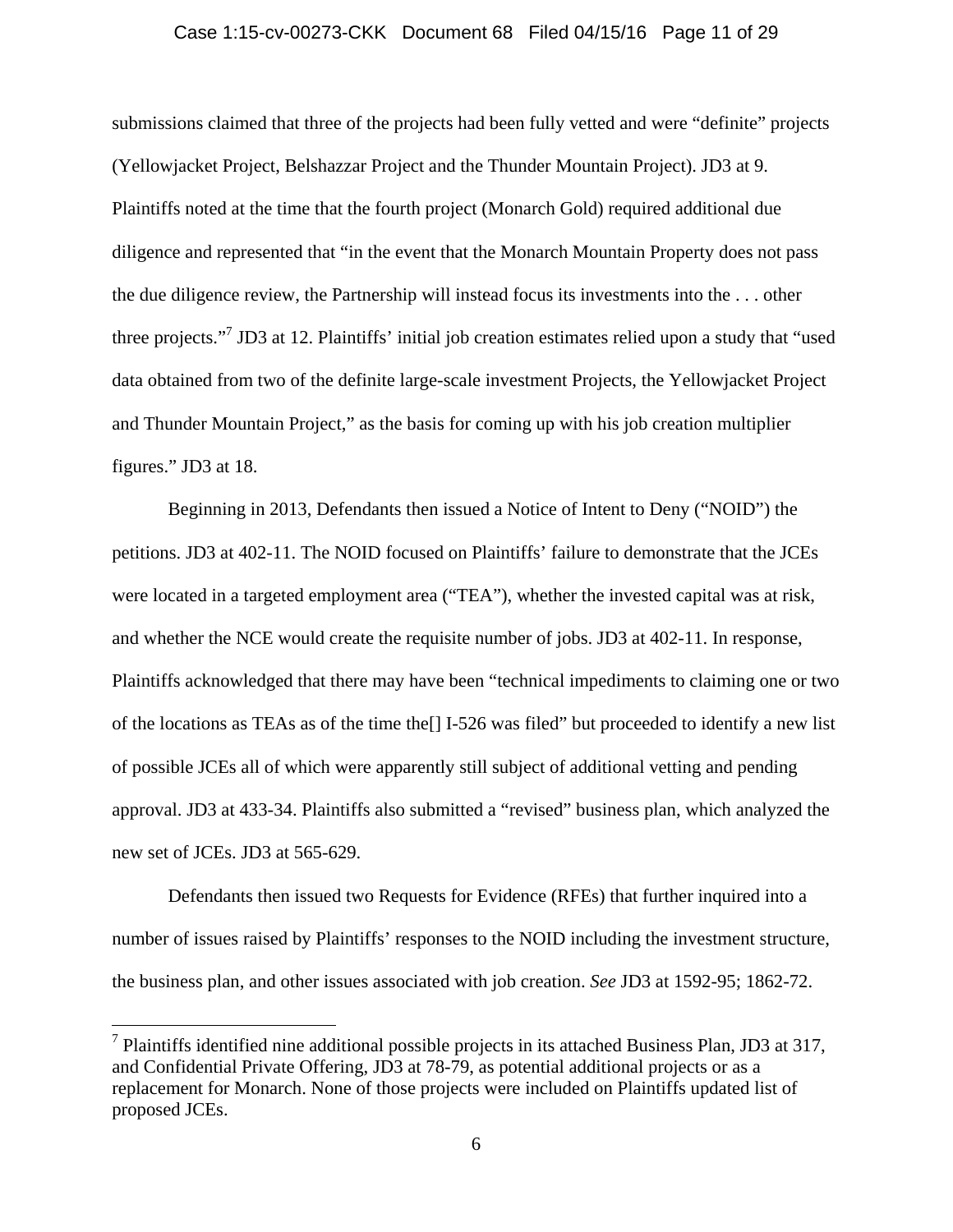submissions claimed that three of the projects had been fully vetted and were "definite" projects (Yellowjacket Project, Belshazzar Project and the Thunder Mountain Project). JD3 at 9. Plaintiffs noted at the time that the fourth project (Monarch Gold) required additional due diligence and represented that "in the event that the Monarch Mountain Property does not pass the due diligence review, the Partnership will instead focus its investments into the . . . other three projects."[7] JD3 at 12. Plaintiffs' initial job creation estimates relied upon a study that "used data obtained from two of the definite large-scale investment Projects, the Yellowjacket Project and Thunder Mountain Project," as the basis for coming up with his job creation multiplier figures." JD3 at 18.

Beginning in 2013, Defendants then issued a Notice of Intent to Deny ("NOID") the petitions. JD3 at 402-11. The NOID focused on Plaintiffs' failure to demonstrate that the JCEs were located in a targeted employment area ("TEA"), whether the invested capital was at risk, and whether the NCE would create the requisite number of jobs. JD3 at 402-11. In response, Plaintiffs acknowledged that there may have been "technical impediments to claiming one or two of the locations as TEAs as of the time the[] I-526 was filed" but proceeded to identify a new list of possible JCEs all of which were apparently still subject of additional vetting and pending approval. JD3 at 433-34. Plaintiffs also submitted a "revised" business plan, which analyzed the new set of JCEs. JD3 at 565-629.

Defendants then issued two Requests for Evidence (RFEs) that further inquired into a number of issues raised by Plaintiffs' responses to the NOID including the investment structure, the business plan, and other issues associated with job creation. *See* JD3 at 1592-95; 1862-72.

[7] Plaintiffs identified nine additional possible projects in its attached Business Plan, JD3 at 317, and Confidential Private Offering, JD3 at 78-79, as potential additional projects or as a replacement for Monarch. None of those projects were included on Plaintiffs updated list of proposed JCEs.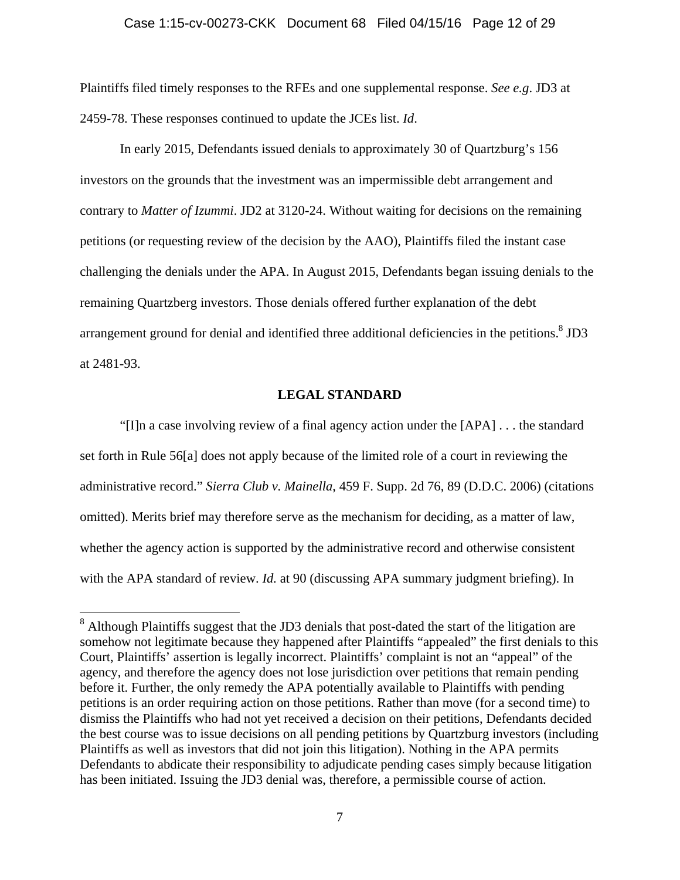Plaintiffs filed timely responses to the RFEs and one supplemental response. *See e.g*. JD3 at 2459-78. These responses continued to update the JCEs list. *Id*.

In early 2015, Defendants issued denials to approximately 30 of Quartzburg's 156 investors on the grounds that the investment was an impermissible debt arrangement and contrary to *Matter of Izummi*. JD2 at 3120-24. Without waiting for decisions on the remaining petitions (or requesting review of the decision by the AAO), Plaintiffs filed the instant case challenging the denials under the APA. In August 2015, Defendants began issuing denials to the remaining Quartzberg investors. Those denials offered further explanation of the debt arrangement ground for denial and identified three additional deficiencies in the petitions.[8] JD3 at 2481-93.

## LEGAL STANDARD

"[I]n a case involving review of a final agency action under the [APA] . . . the standard set forth in Rule 56[a] does not apply because of the limited role of a court in reviewing the administrative record." *Sierra Club v. Mainella*, 459 F. Supp. 2d 76, 89 (D.D.C. 2006) (citations omitted). Merits brief may therefore serve as the mechanism for deciding, as a matter of law, whether the agency action is supported by the administrative record and otherwise consistent with the APA standard of review. *Id.* at 90 (discussing APA summary judgment briefing). In

[8] Although Plaintiffs suggest that the JD3 denials that post-dated the start of the litigation are somehow not legitimate because they happened after Plaintiffs "appealed" the first denials to this Court, Plaintiffs' assertion is legally incorrect. Plaintiffs' complaint is not an "appeal" of the agency, and therefore the agency does not lose jurisdiction over petitions that remain pending before it. Further, the only remedy the APA potentially available to Plaintiffs with pending petitions is an order requiring action on those petitions. Rather than move (for a second time) to dismiss the Plaintiffs who had not yet received a decision on their petitions, Defendants decided the best course was to issue decisions on all pending petitions by Quartzburg investors (including Plaintiffs as well as investors that did not join this litigation). Nothing in the APA permits Defendants to abdicate their responsibility to adjudicate pending cases simply because litigation has been initiated. Issuing the JD3 denial was, therefore, a permissible course of action.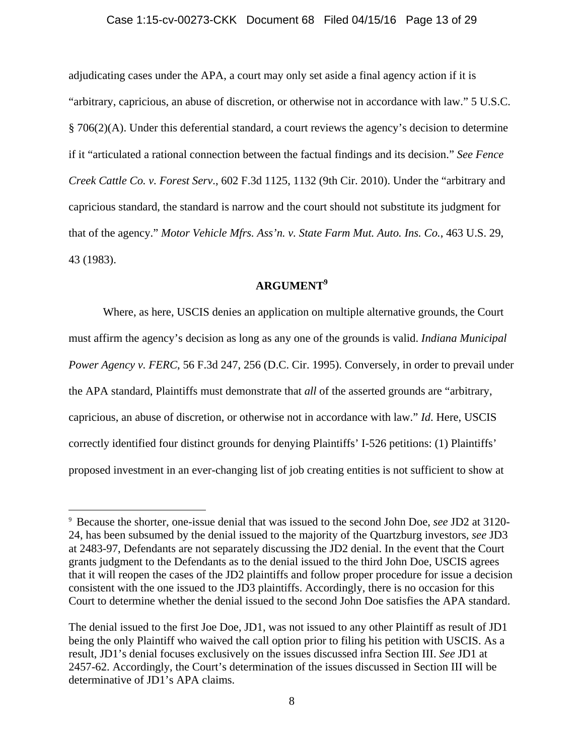adjudicating cases under the APA, a court may only set aside a final agency action if it is "arbitrary, capricious, an abuse of discretion, or otherwise not in accordance with law." 5 U.S.C. § 706(2)(A). Under this deferential standard, a court reviews the agency's decision to determine if it "articulated a rational connection between the factual findings and its decision." *See Fence Creek Cattle Co. v. Forest Serv*., 602 F.3d 1125, 1132 (9th Cir. 2010). Under the "arbitrary and capricious standard, the standard is narrow and the court should not substitute its judgment for that of the agency." *Motor Vehicle Mfrs. Ass'n. v. State Farm Mut. Auto. Ins. Co.*, 463 U.S. 29, 43 (1983).

## ARGUMENT[9]

Where, as here, USCIS denies an application on multiple alternative grounds, the Court must affirm the agency's decision as long as any one of the grounds is valid. *Indiana Municipal Power Agency v. FERC*, 56 F.3d 247, 256 (D.C. Cir. 1995). Conversely, in order to prevail under the APA standard, Plaintiffs must demonstrate that *all* of the asserted grounds are "arbitrary, capricious, an abuse of discretion, or otherwise not in accordance with law." *Id*. Here, USCIS correctly identified four distinct grounds for denying Plaintiffs' I-526 petitions: (1) Plaintiffs' proposed investment in an ever-changing list of job creating entities is not sufficient to show at

---

[9] Because the shorter, one-issue denial that was issued to the second John Doe, *see* JD2 at 3120-24, has been subsumed by the denial issued to the majority of the Quartzburg investors, *see* JD3 at 2483-97, Defendants are not separately discussing the JD2 denial. In the event that the Court grants judgment to the Defendants as to the denial issued to the third John Doe, USCIS agrees that it will reopen the cases of the JD2 plaintiffs and follow proper procedure for issue a decision consistent with the one issued to the JD3 plaintiffs. Accordingly, there is no occasion for this Court to determine whether the denial issued to the second John Doe satisfies the APA standard.

The denial issued to the first Joe Doe, JD1, was not issued to any other Plaintiff as result of JD1 being the only Plaintiff who waived the call option prior to filing his petition with USCIS. As a result, JD1's denial focuses exclusively on the issues discussed infra Section III. *See* JD1 at 2457-62. Accordingly, the Court's determination of the issues discussed in Section III will be determinative of JD1's APA claims.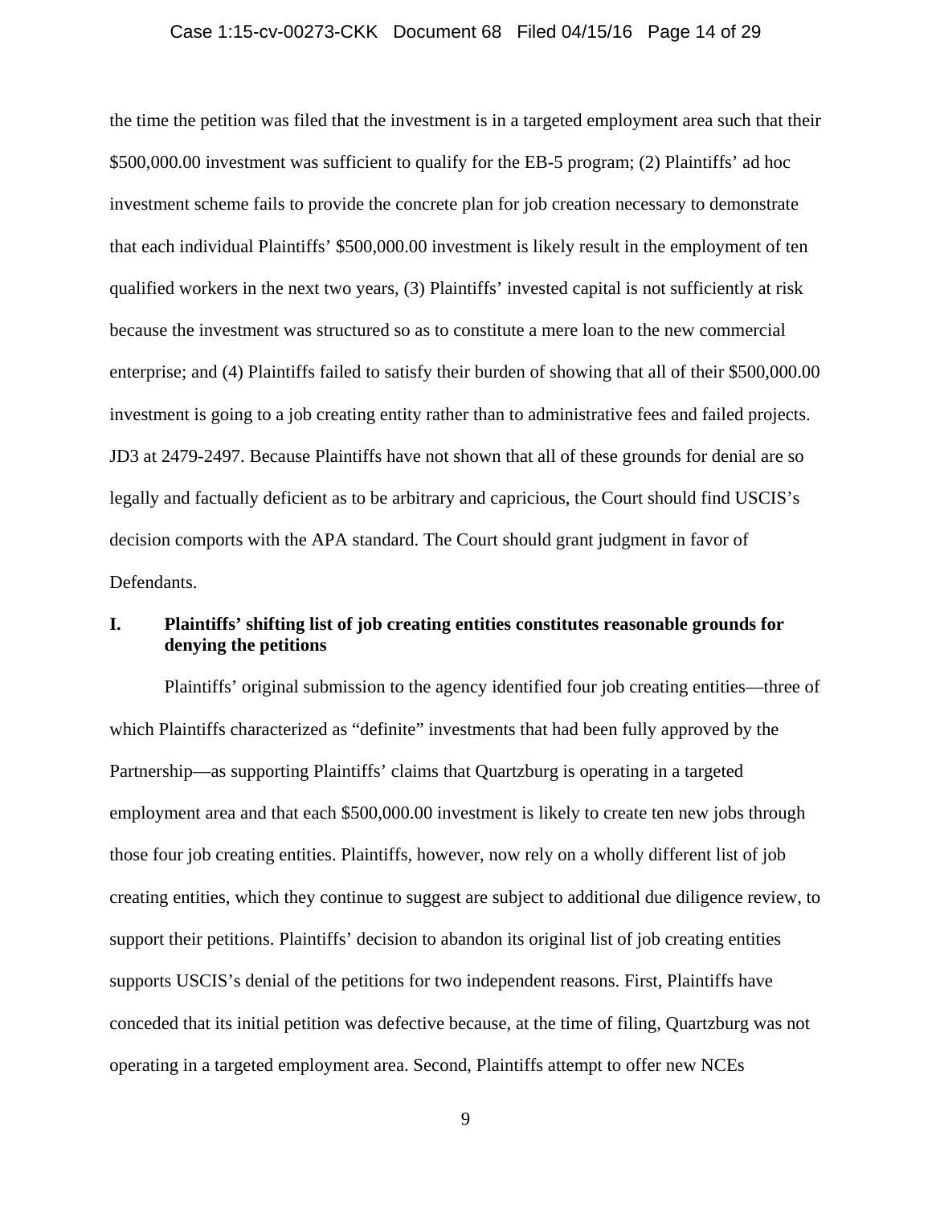the time the petition was filed that the investment is in a targeted employment area such that their $500,000.00 investment was sufficient to qualify for the EB-5 program; (2) Plaintiffs' ad hoc investment scheme fails to provide the concrete plan for job creation necessary to demonstrate that each individual Plaintiffs' $500,000.00 investment is likely result in the employment of ten qualified workers in the next two years, (3) Plaintiffs' invested capital is not sufficiently at risk because the investment was structured so as to constitute a mere loan to the new commercial enterprise; and (4) Plaintiffs failed to satisfy their burden of showing that all of their $500,000.00 investment is going to a job creating entity rather than to administrative fees and failed projects. JD3 at 2479-2497. Because Plaintiffs have not shown that all of these grounds for denial are so legally and factually deficient as to be arbitrary and capricious, the Court should find USCIS's decision comports with the APA standard. The Court should grant judgment in favor of Defendants.

## I. Plaintiffs' shifting list of job creating entities constitutes reasonable grounds for denying the petitions

Plaintiffs' original submission to the agency identified four job creating entities—three of which Plaintiffs characterized as "definite" investments that had been fully approved by the Partnership—as supporting Plaintiffs' claims that Quartzburg is operating in a targeted employment area and that each $500,000.00 investment is likely to create ten new jobs through those four job creating entities. Plaintiffs, however, now rely on a wholly different list of job creating entities, which they continue to suggest are subject to additional due diligence review, to support their petitions. Plaintiffs' decision to abandon its original list of job creating entities supports USCIS's denial of the petitions for two independent reasons. First, Plaintiffs have conceded that its initial petition was defective because, at the time of filing, Quartzburg was not operating in a targeted employment area. Second, Plaintiffs attempt to offer new NCEs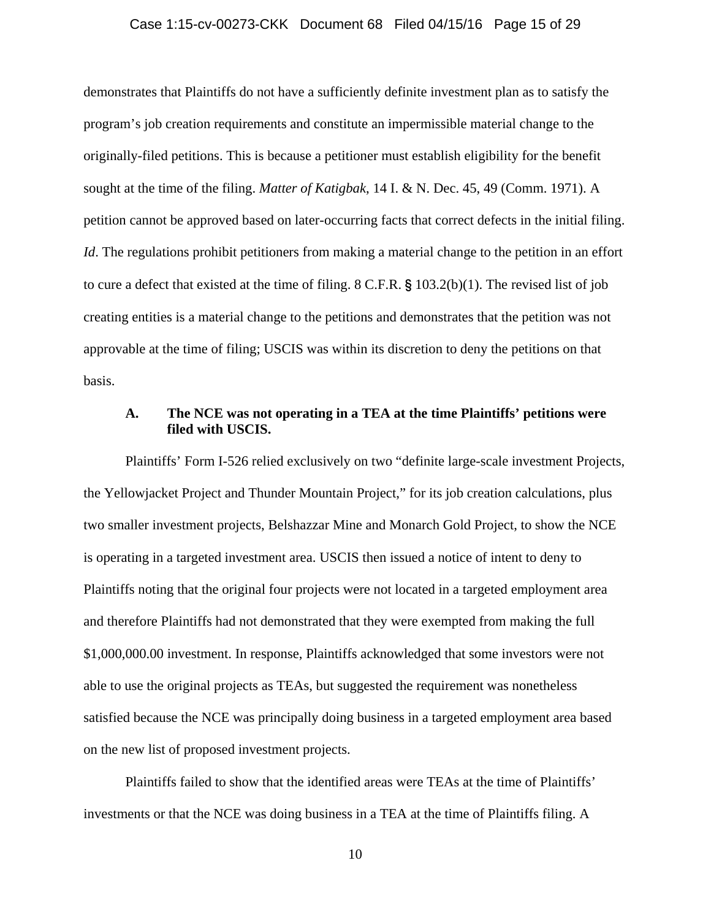demonstrates that Plaintiffs do not have a sufficiently definite investment plan as to satisfy the program's job creation requirements and constitute an impermissible material change to the originally-filed petitions. This is because a petitioner must establish eligibility for the benefit sought at the time of the filing. *Matter of Katigbak*, 14 I. & N. Dec. 45, 49 (Comm. 1971). A petition cannot be approved based on later-occurring facts that correct defects in the initial filing. *Id*. The regulations prohibit petitioners from making a material change to the petition in an effort to cure a defect that existed at the time of filing. 8 C.F.R. § 103.2(b)(1). The revised list of job creating entities is a material change to the petitions and demonstrates that the petition was not approvable at the time of filing; USCIS was within its discretion to deny the petitions on that basis.

### A. The NCE was not operating in a TEA at the time Plaintiffs' petitions were filed with USCIS.

Plaintiffs' Form I-526 relied exclusively on two "definite large-scale investment Projects, the Yellowjacket Project and Thunder Mountain Project," for its job creation calculations, plus two smaller investment projects, Belshazzar Mine and Monarch Gold Project, to show the NCE is operating in a targeted investment area. USCIS then issued a notice of intent to deny to Plaintiffs noting that the original four projects were not located in a targeted employment area and therefore Plaintiffs had not demonstrated that they were exempted from making the full $1,000,000.00 investment. In response, Plaintiffs acknowledged that some investors were not able to use the original projects as TEAs, but suggested the requirement was nonetheless satisfied because the NCE was principally doing business in a targeted employment area based on the new list of proposed investment projects.

Plaintiffs failed to show that the identified areas were TEAs at the time of Plaintiffs' investments or that the NCE was doing business in a TEA at the time of Plaintiffs filing. A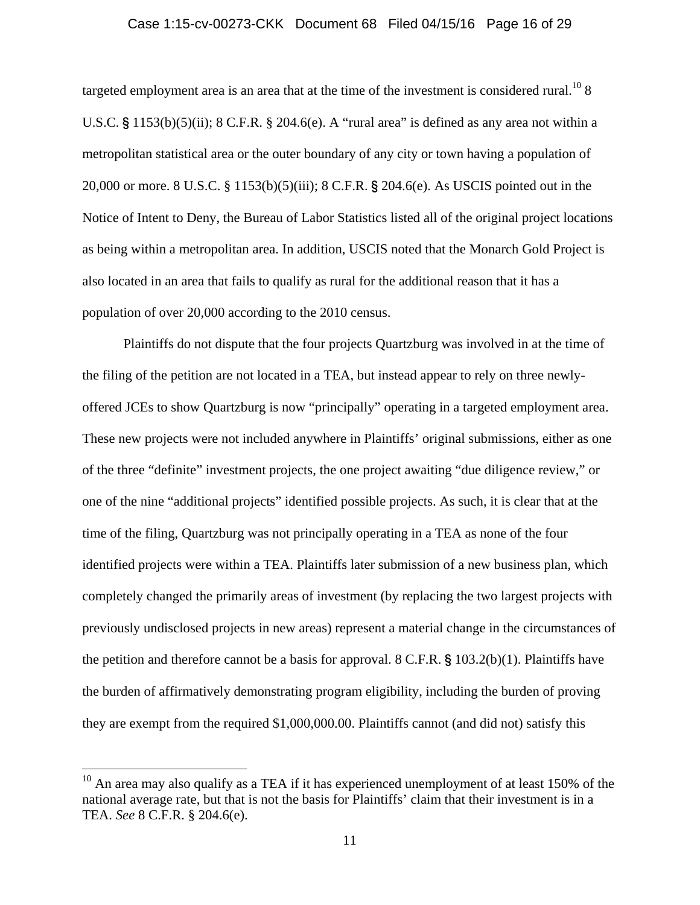targeted employment area is an area that at the time of the investment is considered rural.[10] 8 U.S.C. § 1153(b)(5)(ii); 8 C.F.R. § 204.6(e). A "rural area" is defined as any area not within a metropolitan statistical area or the outer boundary of any city or town having a population of 20,000 or more. 8 U.S.C. § 1153(b)(5)(iii); 8 C.F.R. § 204.6(e). As USCIS pointed out in the Notice of Intent to Deny, the Bureau of Labor Statistics listed all of the original project locations as being within a metropolitan area. In addition, USCIS noted that the Monarch Gold Project is also located in an area that fails to qualify as rural for the additional reason that it has a population of over 20,000 according to the 2010 census.

Plaintiffs do not dispute that the four projects Quartzburg was involved in at the time of the filing of the petition are not located in a TEA, but instead appear to rely on three newly-offered JCEs to show Quartzburg is now "principally" operating in a targeted employment area. These new projects were not included anywhere in Plaintiffs' original submissions, either as one of the three "definite" investment projects, the one project awaiting "due diligence review," or one of the nine "additional projects" identified possible projects. As such, it is clear that at the time of the filing, Quartzburg was not principally operating in a TEA as none of the four identified projects were within a TEA. Plaintiffs later submission of a new business plan, which completely changed the primarily areas of investment (by replacing the two largest projects with previously undisclosed projects in new areas) represent a material change in the circumstances of the petition and therefore cannot be a basis for approval. 8 C.F.R. § 103.2(b)(1). Plaintiffs have the burden of affirmatively demonstrating program eligibility, including the burden of proving they are exempt from the required $1,000,000.00. Plaintiffs cannot (and did not) satisfy this

[10] An area may also qualify as a TEA if it has experienced unemployment of at least 150% of the national average rate, but that is not the basis for Plaintiffs' claim that their investment is in a TEA. *See* 8 C.F.R. § 204.6(e).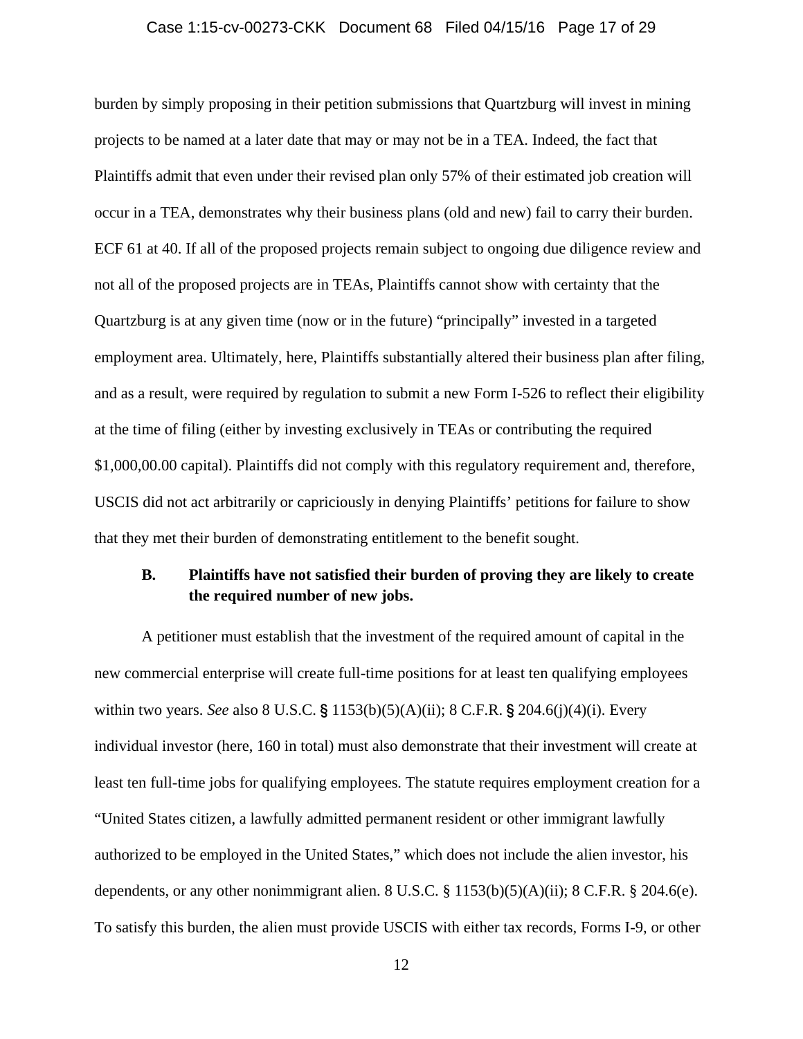burden by simply proposing in their petition submissions that Quartzburg will invest in mining projects to be named at a later date that may or may not be in a TEA. Indeed, the fact that Plaintiffs admit that even under their revised plan only 57% of their estimated job creation will occur in a TEA, demonstrates why their business plans (old and new) fail to carry their burden. ECF 61 at 40. If all of the proposed projects remain subject to ongoing due diligence review and not all of the proposed projects are in TEAs, Plaintiffs cannot show with certainty that the Quartzburg is at any given time (now or in the future) "principally" invested in a targeted employment area. Ultimately, here, Plaintiffs substantially altered their business plan after filing, and as a result, were required by regulation to submit a new Form I-526 to reflect their eligibility at the time of filing (either by investing exclusively in TEAs or contributing the required $1,000,00.00 capital). Plaintiffs did not comply with this regulatory requirement and, therefore, USCIS did not act arbitrarily or capriciously in denying Plaintiffs' petitions for failure to show that they met their burden of demonstrating entitlement to the benefit sought.

### B. Plaintiffs have not satisfied their burden of proving they are likely to create the required number of new jobs.

A petitioner must establish that the investment of the required amount of capital in the new commercial enterprise will create full-time positions for at least ten qualifying employees within two years. *See* also 8 U.S.C. § 1153(b)(5)(A)(ii); 8 C.F.R. § 204.6(j)(4)(i). Every individual investor (here, 160 in total) must also demonstrate that their investment will create at least ten full-time jobs for qualifying employees. The statute requires employment creation for a "United States citizen, a lawfully admitted permanent resident or other immigrant lawfully authorized to be employed in the United States," which does not include the alien investor, his dependents, or any other nonimmigrant alien. 8 U.S.C. § 1153(b)(5)(A)(ii); 8 C.F.R. § 204.6(e). To satisfy this burden, the alien must provide USCIS with either tax records, Forms I-9, or other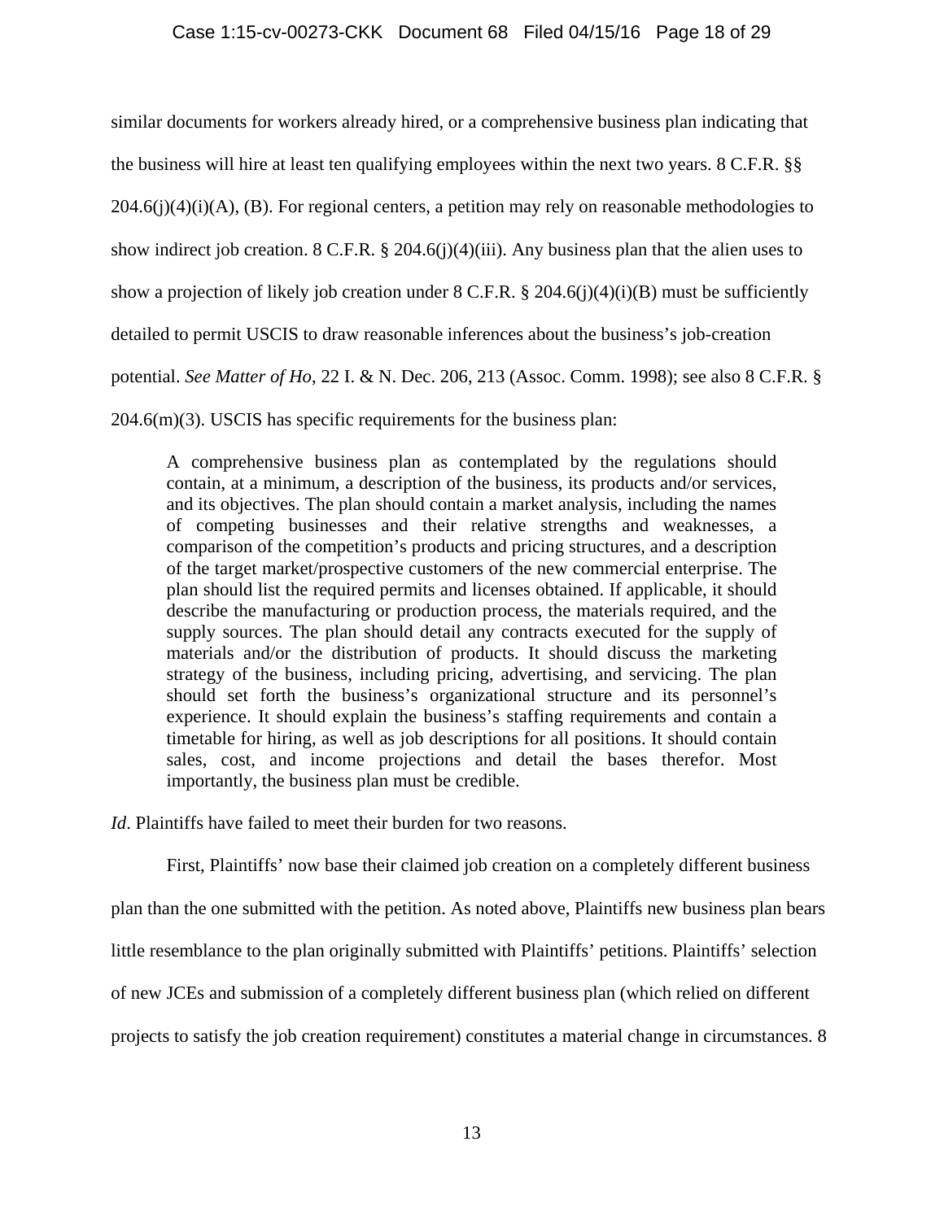similar documents for workers already hired, or a comprehensive business plan indicating that the business will hire at least ten qualifying employees within the next two years. 8 C.F.R. §§ 204.6(j)(4)(i)(A), (B). For regional centers, a petition may rely on reasonable methodologies to show indirect job creation. 8 C.F.R. § 204.6(j)(4)(iii). Any business plan that the alien uses to show a projection of likely job creation under 8 C.F.R. § 204.6(j)(4)(i)(B) must be sufficiently detailed to permit USCIS to draw reasonable inferences about the business's job-creation potential. *See Matter of Ho*, 22 I. & N. Dec. 206, 213 (Assoc. Comm. 1998); see also 8 C.F.R. § 204.6(m)(3). USCIS has specific requirements for the business plan:

> A comprehensive business plan as contemplated by the regulations should contain, at a minimum, a description of the business, its products and/or services, and its objectives. The plan should contain a market analysis, including the names of competing businesses and their relative strengths and weaknesses, a comparison of the competition's products and pricing structures, and a description of the target market/prospective customers of the new commercial enterprise. The plan should list the required permits and licenses obtained. If applicable, it should describe the manufacturing or production process, the materials required, and the supply sources. The plan should detail any contracts executed for the supply of materials and/or the distribution of products. It should discuss the marketing strategy of the business, including pricing, advertising, and servicing. The plan should set forth the business's organizational structure and its personnel's experience. It should explain the business's staffing requirements and contain a timetable for hiring, as well as job descriptions for all positions. It should contain sales, cost, and income projections and detail the bases therefor. Most importantly, the business plan must be credible.

*Id*. Plaintiffs have failed to meet their burden for two reasons.

First, Plaintiffs' now base their claimed job creation on a completely different business plan than the one submitted with the petition. As noted above, Plaintiffs new business plan bears little resemblance to the plan originally submitted with Plaintiffs' petitions. Plaintiffs' selection of new JCEs and submission of a completely different business plan (which relied on different projects to satisfy the job creation requirement) constitutes a material change in circumstances. 8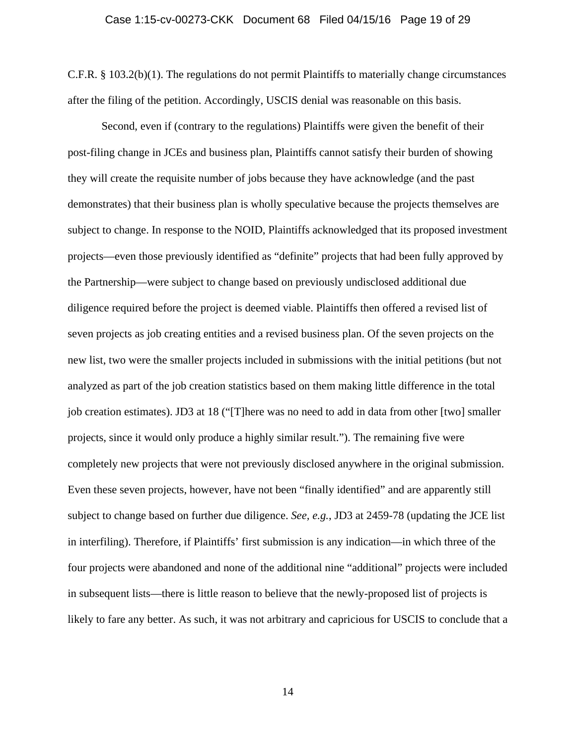C.F.R. § 103.2(b)(1). The regulations do not permit Plaintiffs to materially change circumstances after the filing of the petition. Accordingly, USCIS denial was reasonable on this basis.

Second, even if (contrary to the regulations) Plaintiffs were given the benefit of their post-filing change in JCEs and business plan, Plaintiffs cannot satisfy their burden of showing they will create the requisite number of jobs because they have acknowledge (and the past demonstrates) that their business plan is wholly speculative because the projects themselves are subject to change. In response to the NOID, Plaintiffs acknowledged that its proposed investment projects—even those previously identified as "definite" projects that had been fully approved by the Partnership—were subject to change based on previously undisclosed additional due diligence required before the project is deemed viable. Plaintiffs then offered a revised list of seven projects as job creating entities and a revised business plan. Of the seven projects on the new list, two were the smaller projects included in submissions with the initial petitions (but not analyzed as part of the job creation statistics based on them making little difference in the total job creation estimates). JD3 at 18 ("[T]here was no need to add in data from other [two] smaller projects, since it would only produce a highly similar result."). The remaining five were completely new projects that were not previously disclosed anywhere in the original submission. Even these seven projects, however, have not been "finally identified" and are apparently still subject to change based on further due diligence. *See, e.g.*, JD3 at 2459-78 (updating the JCE list in interfiling). Therefore, if Plaintiffs' first submission is any indication—in which three of the four projects were abandoned and none of the additional nine "additional" projects were included in subsequent lists—there is little reason to believe that the newly-proposed list of projects is likely to fare any better. As such, it was not arbitrary and capricious for USCIS to conclude that a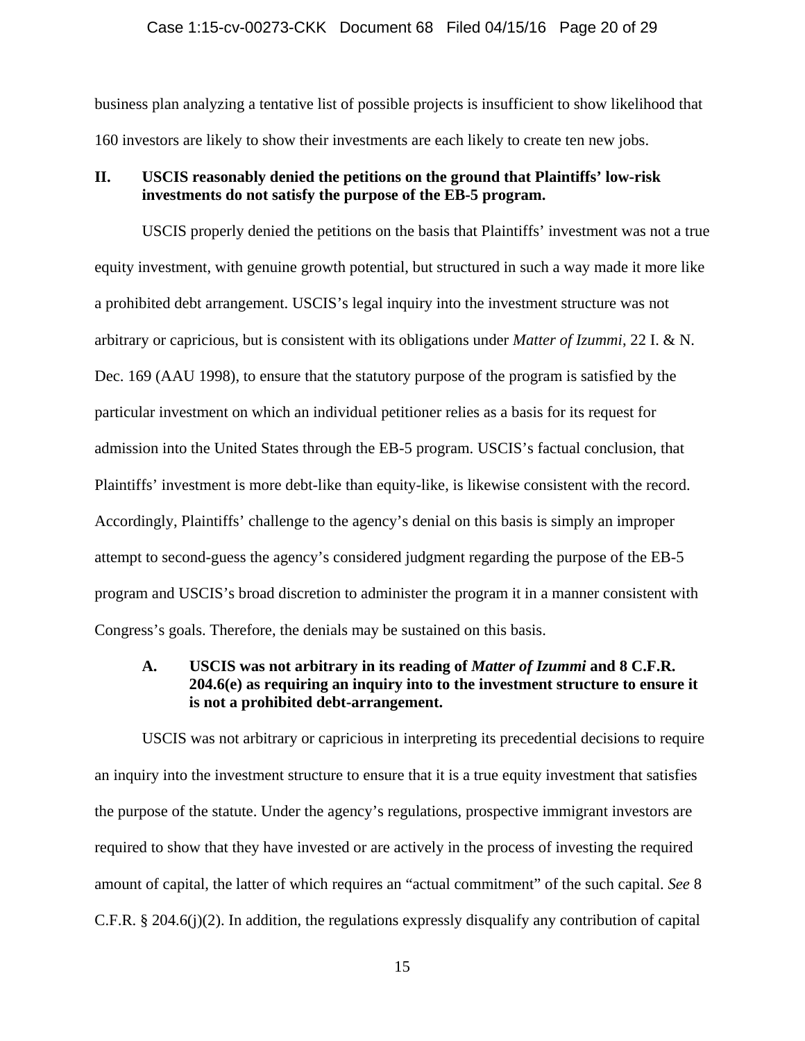business plan analyzing a tentative list of possible projects is insufficient to show likelihood that 160 investors are likely to show their investments are each likely to create ten new jobs.

## II. USCIS reasonably denied the petitions on the ground that Plaintiffs' low-risk investments do not satisfy the purpose of the EB-5 program.

USCIS properly denied the petitions on the basis that Plaintiffs' investment was not a true equity investment, with genuine growth potential, but structured in such a way made it more like a prohibited debt arrangement. USCIS's legal inquiry into the investment structure was not arbitrary or capricious, but is consistent with its obligations under *Matter of Izummi*, 22 I. & N. Dec. 169 (AAU 1998), to ensure that the statutory purpose of the program is satisfied by the particular investment on which an individual petitioner relies as a basis for its request for admission into the United States through the EB-5 program. USCIS's factual conclusion, that Plaintiffs' investment is more debt-like than equity-like, is likewise consistent with the record. Accordingly, Plaintiffs' challenge to the agency's denial on this basis is simply an improper attempt to second-guess the agency's considered judgment regarding the purpose of the EB-5 program and USCIS's broad discretion to administer the program it in a manner consistent with Congress's goals. Therefore, the denials may be sustained on this basis.

### A. USCIS was not arbitrary in its reading of *Matter of Izummi* and 8 C.F.R. 204.6(e) as requiring an inquiry into to the investment structure to ensure it is not a prohibited debt-arrangement.

USCIS was not arbitrary or capricious in interpreting its precedential decisions to require an inquiry into the investment structure to ensure that it is a true equity investment that satisfies the purpose of the statute. Under the agency's regulations, prospective immigrant investors are required to show that they have invested or are actively in the process of investing the required amount of capital, the latter of which requires an "actual commitment" of the such capital. *See* 8 C.F.R. § 204.6(j)(2). In addition, the regulations expressly disqualify any contribution of capital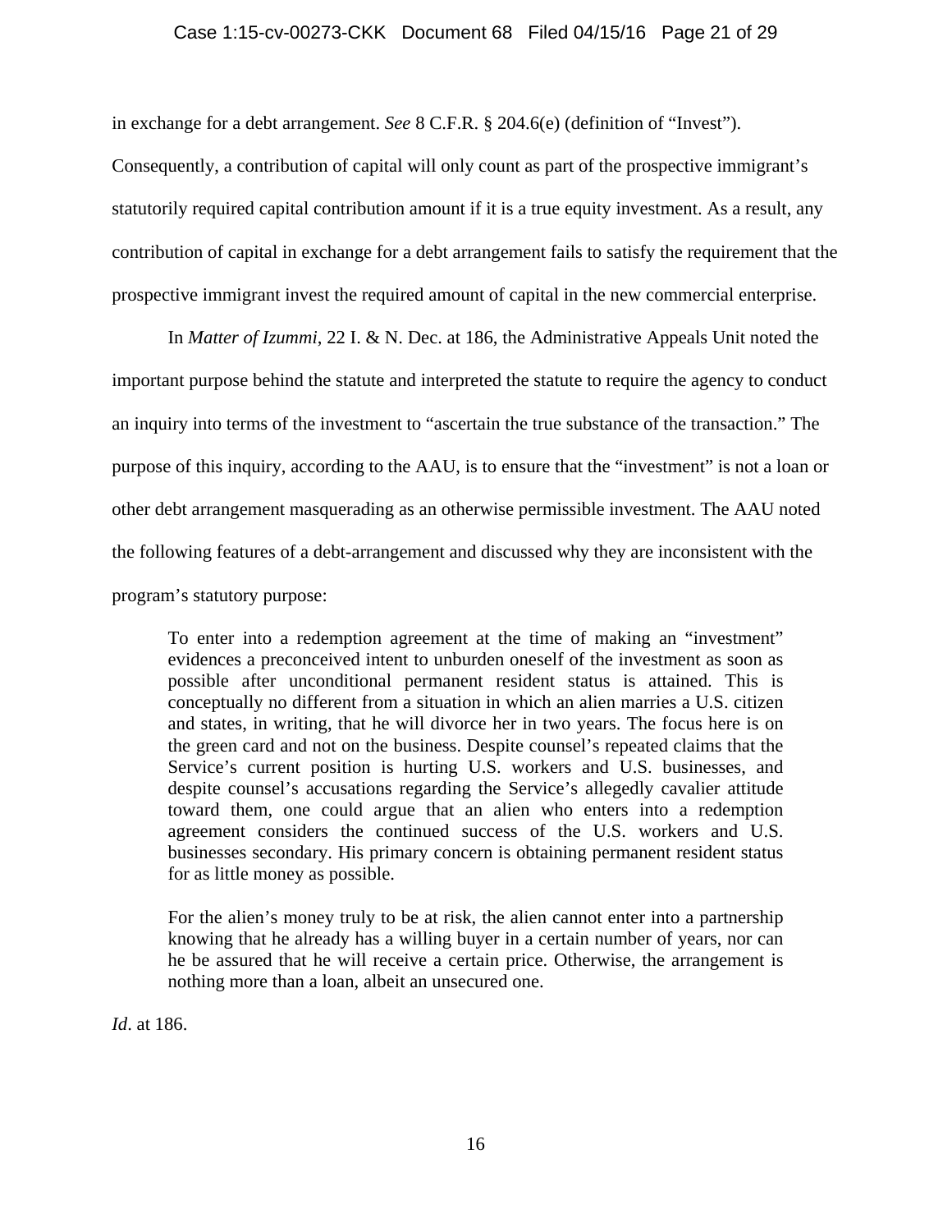in exchange for a debt arrangement. *See* 8 C.F.R. § 204.6(e) (definition of "Invest"). Consequently, a contribution of capital will only count as part of the prospective immigrant's statutorily required capital contribution amount if it is a true equity investment. As a result, any contribution of capital in exchange for a debt arrangement fails to satisfy the requirement that the prospective immigrant invest the required amount of capital in the new commercial enterprise.

In *Matter of Izummi*, 22 I. & N. Dec. at 186, the Administrative Appeals Unit noted the important purpose behind the statute and interpreted the statute to require the agency to conduct an inquiry into terms of the investment to "ascertain the true substance of the transaction." The purpose of this inquiry, according to the AAU, is to ensure that the "investment" is not a loan or other debt arrangement masquerading as an otherwise permissible investment. The AAU noted the following features of a debt-arrangement and discussed why they are inconsistent with the program's statutory purpose:

> To enter into a redemption agreement at the time of making an "investment" evidences a preconceived intent to unburden oneself of the investment as soon as possible after unconditional permanent resident status is attained. This is conceptually no different from a situation in which an alien marries a U.S. citizen and states, in writing, that he will divorce her in two years. The focus here is on the green card and not on the business. Despite counsel's repeated claims that the Service's current position is hurting U.S. workers and U.S. businesses, and despite counsel's accusations regarding the Service's allegedly cavalier attitude toward them, one could argue that an alien who enters into a redemption agreement considers the continued success of the U.S. workers and U.S. businesses secondary. His primary concern is obtaining permanent resident status for as little money as possible.
>
> For the alien's money truly to be at risk, the alien cannot enter into a partnership knowing that he already has a willing buyer in a certain number of years, nor can he be assured that he will receive a certain price. Otherwise, the arrangement is nothing more than a loan, albeit an unsecured one.

*Id*. at 186.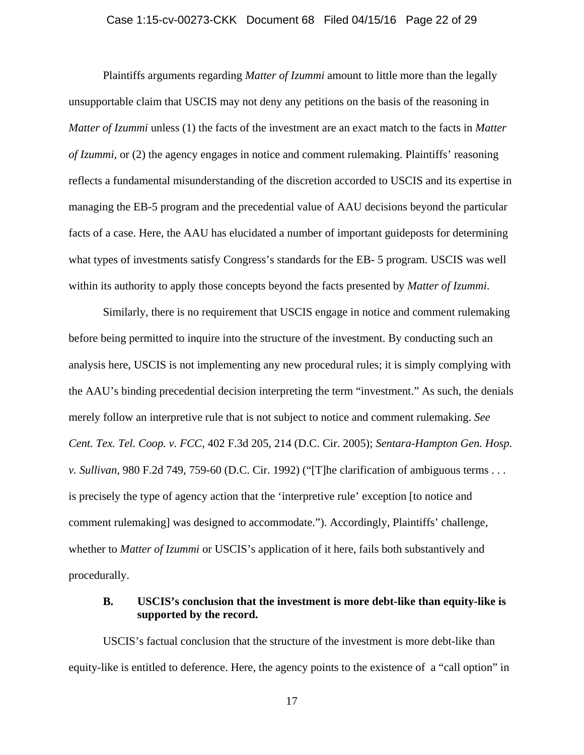Plaintiffs arguments regarding *Matter of Izummi* amount to little more than the legally unsupportable claim that USCIS may not deny any petitions on the basis of the reasoning in *Matter of Izummi* unless (1) the facts of the investment are an exact match to the facts in *Matter of Izummi*, or (2) the agency engages in notice and comment rulemaking. Plaintiffs' reasoning reflects a fundamental misunderstanding of the discretion accorded to USCIS and its expertise in managing the EB-5 program and the precedential value of AAU decisions beyond the particular facts of a case. Here, the AAU has elucidated a number of important guideposts for determining what types of investments satisfy Congress's standards for the EB- 5 program. USCIS was well within its authority to apply those concepts beyond the facts presented by *Matter of Izummi*.

Similarly, there is no requirement that USCIS engage in notice and comment rulemaking before being permitted to inquire into the structure of the investment. By conducting such an analysis here, USCIS is not implementing any new procedural rules; it is simply complying with the AAU's binding precedential decision interpreting the term "investment." As such, the denials merely follow an interpretive rule that is not subject to notice and comment rulemaking. *See Cent. Tex. Tel. Coop. v. FCC*, 402 F.3d 205, 214 (D.C. Cir. 2005); *Sentara-Hampton Gen. Hosp. v. Sullivan*, 980 F.2d 749, 759-60 (D.C. Cir. 1992) ("[T]he clarification of ambiguous terms . . . is precisely the type of agency action that the 'interpretive rule' exception [to notice and comment rulemaking] was designed to accommodate."). Accordingly, Plaintiffs' challenge, whether to *Matter of Izummi* or USCIS's application of it here, fails both substantively and procedurally.

### B. USCIS's conclusion that the investment is more debt-like than equity-like is supported by the record.

USCIS's factual conclusion that the structure of the investment is more debt-like than equity-like is entitled to deference. Here, the agency points to the existence of a "call option" in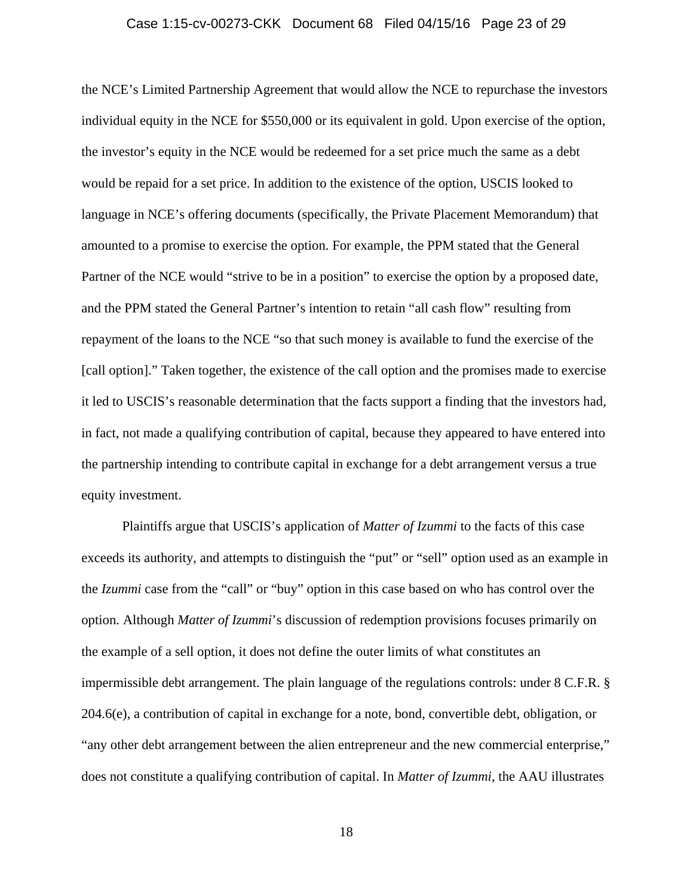the NCE's Limited Partnership Agreement that would allow the NCE to repurchase the investors individual equity in the NCE for $550,000 or its equivalent in gold. Upon exercise of the option, the investor's equity in the NCE would be redeemed for a set price much the same as a debt would be repaid for a set price. In addition to the existence of the option, USCIS looked to language in NCE's offering documents (specifically, the Private Placement Memorandum) that amounted to a promise to exercise the option. For example, the PPM stated that the General Partner of the NCE would "strive to be in a position" to exercise the option by a proposed date, and the PPM stated the General Partner's intention to retain "all cash flow" resulting from repayment of the loans to the NCE "so that such money is available to fund the exercise of the [call option]." Taken together, the existence of the call option and the promises made to exercise it led to USCIS's reasonable determination that the facts support a finding that the investors had, in fact, not made a qualifying contribution of capital, because they appeared to have entered into the partnership intending to contribute capital in exchange for a debt arrangement versus a true equity investment.

Plaintiffs argue that USCIS's application of *Matter of Izummi* to the facts of this case exceeds its authority, and attempts to distinguish the "put" or "sell" option used as an example in the *Izummi* case from the "call" or "buy" option in this case based on who has control over the option. Although *Matter of Izummi*'s discussion of redemption provisions focuses primarily on the example of a sell option, it does not define the outer limits of what constitutes an impermissible debt arrangement. The plain language of the regulations controls: under 8 C.F.R. § 204.6(e), a contribution of capital in exchange for a note, bond, convertible debt, obligation, or "any other debt arrangement between the alien entrepreneur and the new commercial enterprise," does not constitute a qualifying contribution of capital. In *Matter of Izummi*, the AAU illustrates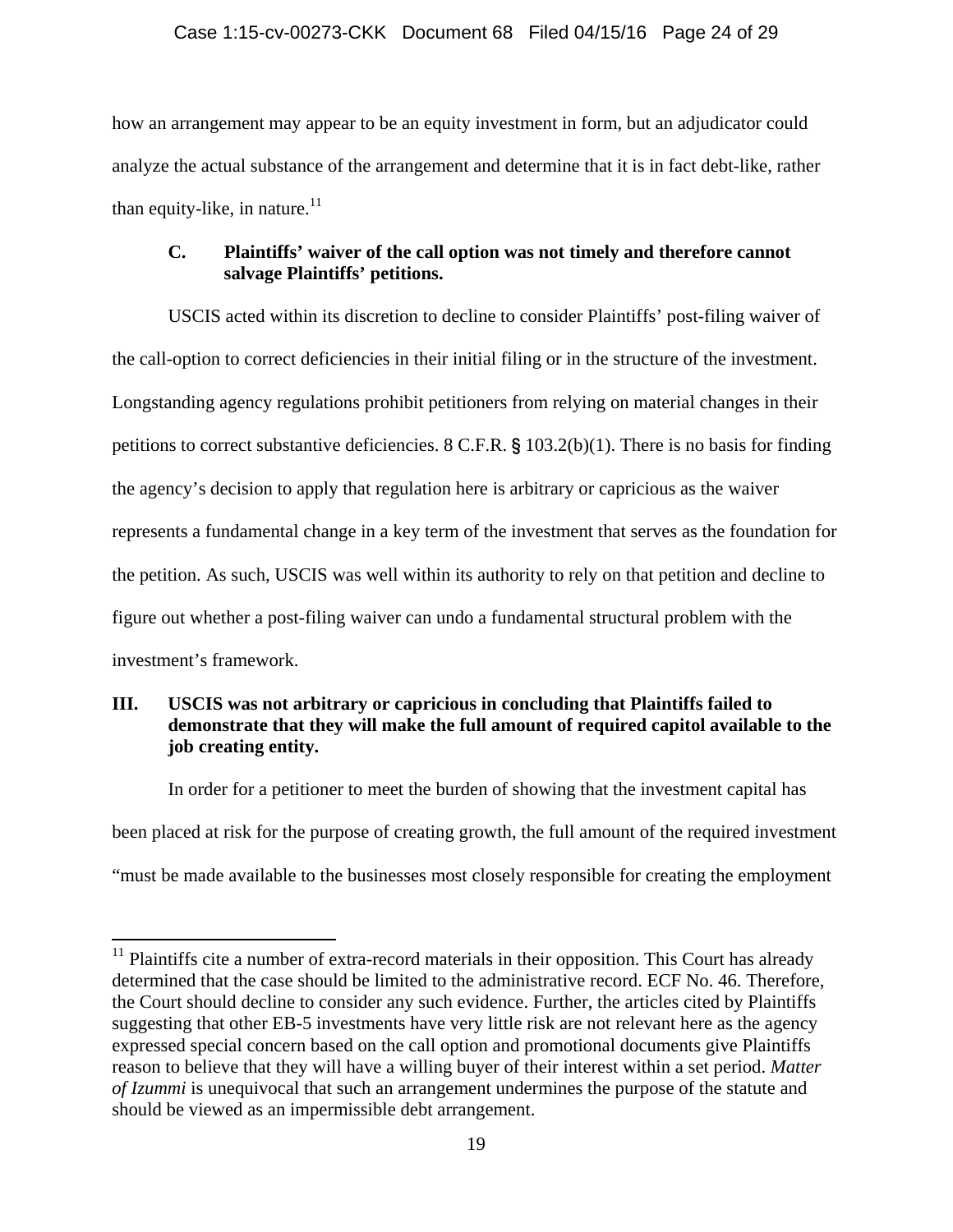how an arrangement may appear to be an equity investment in form, but an adjudicator could analyze the actual substance of the arrangement and determine that it is in fact debt-like, rather than equity-like, in nature.[11]

### C. Plaintiffs' waiver of the call option was not timely and therefore cannot salvage Plaintiffs' petitions.

USCIS acted within its discretion to decline to consider Plaintiffs' post-filing waiver of the call-option to correct deficiencies in their initial filing or in the structure of the investment. Longstanding agency regulations prohibit petitioners from relying on material changes in their petitions to correct substantive deficiencies. 8 C.F.R. § 103.2(b)(1). There is no basis for finding the agency's decision to apply that regulation here is arbitrary or capricious as the waiver represents a fundamental change in a key term of the investment that serves as the foundation for the petition. As such, USCIS was well within its authority to rely on that petition and decline to figure out whether a post-filing waiver can undo a fundamental structural problem with the investment's framework.

## III. USCIS was not arbitrary or capricious in concluding that Plaintiffs failed to demonstrate that they will make the full amount of required capitol available to the job creating entity.

In order for a petitioner to meet the burden of showing that the investment capital has been placed at risk for the purpose of creating growth, the full amount of the required investment "must be made available to the businesses most closely responsible for creating the employment

---

[11] Plaintiffs cite a number of extra-record materials in their opposition. This Court has already determined that the case should be limited to the administrative record. ECF No. 46. Therefore, the Court should decline to consider any such evidence. Further, the articles cited by Plaintiffs suggesting that other EB-5 investments have very little risk are not relevant here as the agency expressed special concern based on the call option and promotional documents give Plaintiffs reason to believe that they will have a willing buyer of their interest within a set period. *Matter of Izummi* is unequivocal that such an arrangement undermines the purpose of the statute and should be viewed as an impermissible debt arrangement.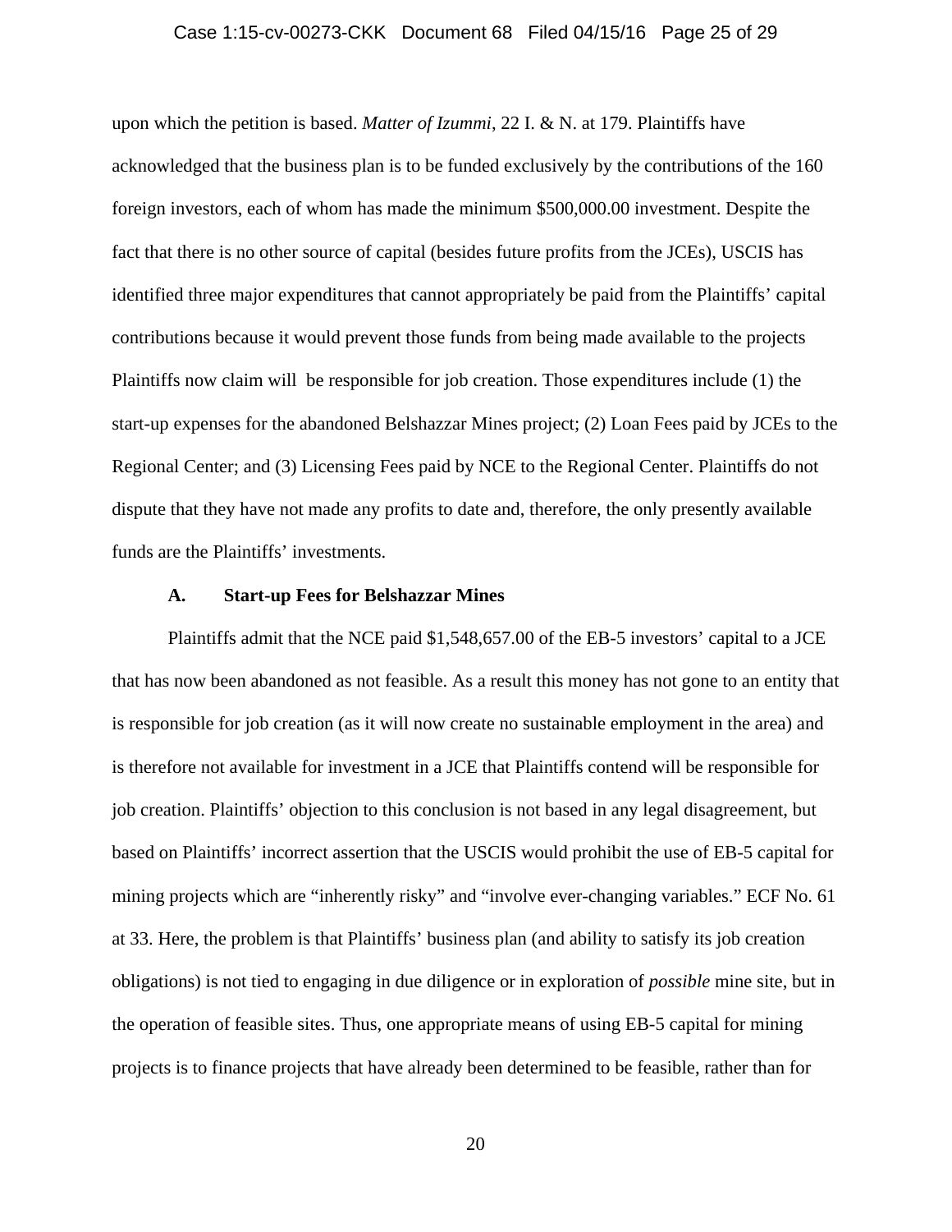upon which the petition is based. *Matter of Izummi*, 22 I. & N. at 179. Plaintiffs have acknowledged that the business plan is to be funded exclusively by the contributions of the 160 foreign investors, each of whom has made the minimum $500,000.00 investment. Despite the fact that there is no other source of capital (besides future profits from the JCEs), USCIS has identified three major expenditures that cannot appropriately be paid from the Plaintiffs' capital contributions because it would prevent those funds from being made available to the projects Plaintiffs now claim will be responsible for job creation. Those expenditures include (1) the start-up expenses for the abandoned Belshazzar Mines project; (2) Loan Fees paid by JCEs to the Regional Center; and (3) Licensing Fees paid by NCE to the Regional Center. Plaintiffs do not dispute that they have not made any profits to date and, therefore, the only presently available funds are the Plaintiffs' investments.

### A. Start-up Fees for Belshazzar Mines

Plaintiffs admit that the NCE paid $1,548,657.00 of the EB-5 investors' capital to a JCE that has now been abandoned as not feasible. As a result this money has not gone to an entity that is responsible for job creation (as it will now create no sustainable employment in the area) and is therefore not available for investment in a JCE that Plaintiffs contend will be responsible for job creation. Plaintiffs' objection to this conclusion is not based in any legal disagreement, but based on Plaintiffs' incorrect assertion that the USCIS would prohibit the use of EB-5 capital for mining projects which are "inherently risky" and "involve ever-changing variables." ECF No. 61 at 33. Here, the problem is that Plaintiffs' business plan (and ability to satisfy its job creation obligations) is not tied to engaging in due diligence or in exploration of *possible* mine site, but in the operation of feasible sites. Thus, one appropriate means of using EB-5 capital for mining projects is to finance projects that have already been determined to be feasible, rather than for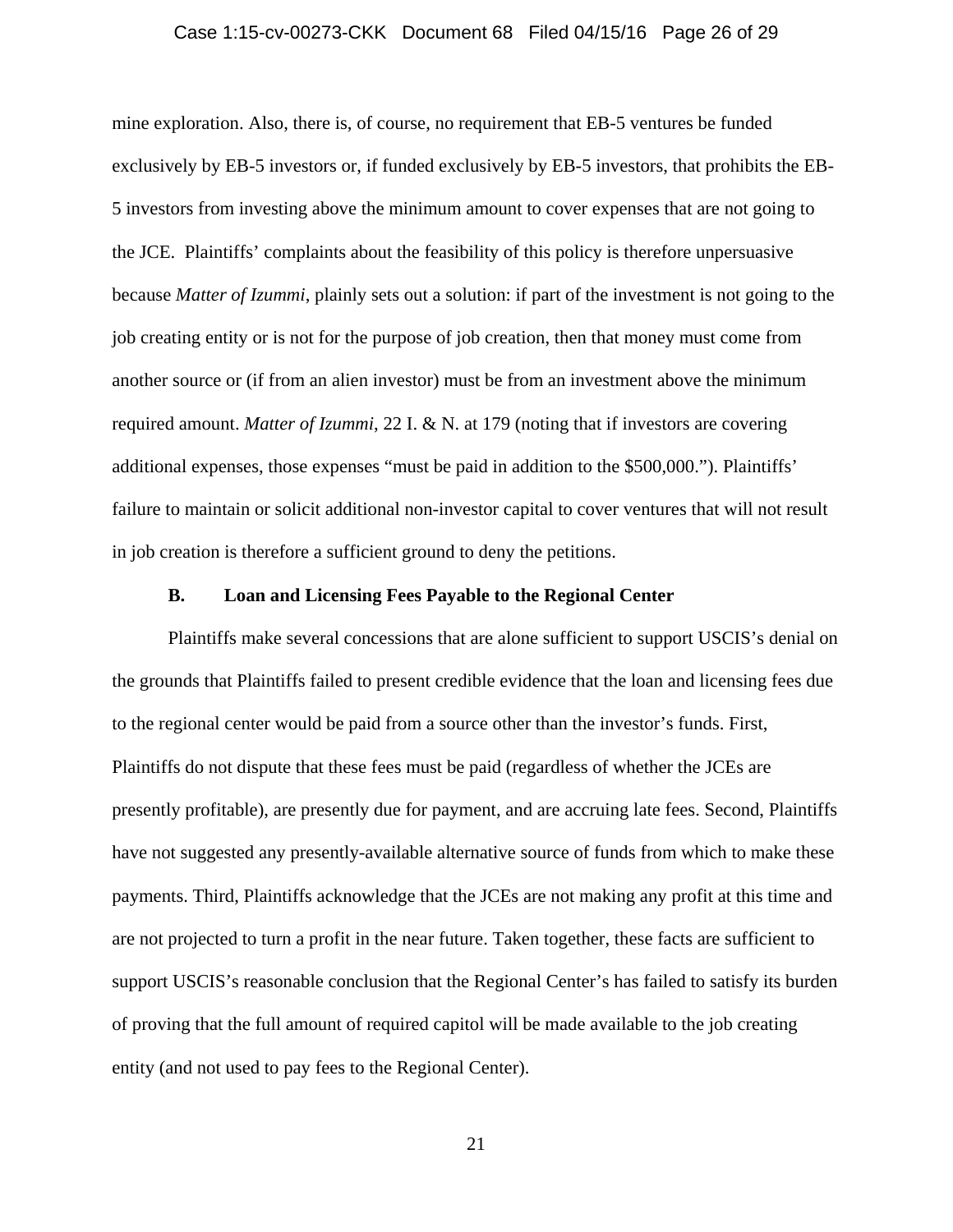mine exploration. Also, there is, of course, no requirement that EB-5 ventures be funded exclusively by EB-5 investors or, if funded exclusively by EB-5 investors, that prohibits the EB-5 investors from investing above the minimum amount to cover expenses that are not going to the JCE. Plaintiffs' complaints about the feasibility of this policy is therefore unpersuasive because *Matter of Izummi*, plainly sets out a solution: if part of the investment is not going to the job creating entity or is not for the purpose of job creation, then that money must come from another source or (if from an alien investor) must be from an investment above the minimum required amount. *Matter of Izummi*, 22 I. & N. at 179 (noting that if investors are covering additional expenses, those expenses "must be paid in addition to the $500,000."). Plaintiffs' failure to maintain or solicit additional non-investor capital to cover ventures that will not result in job creation is therefore a sufficient ground to deny the petitions.

### B. Loan and Licensing Fees Payable to the Regional Center

Plaintiffs make several concessions that are alone sufficient to support USCIS's denial on the grounds that Plaintiffs failed to present credible evidence that the loan and licensing fees due to the regional center would be paid from a source other than the investor's funds. First, Plaintiffs do not dispute that these fees must be paid (regardless of whether the JCEs are presently profitable), are presently due for payment, and are accruing late fees. Second, Plaintiffs have not suggested any presently-available alternative source of funds from which to make these payments. Third, Plaintiffs acknowledge that the JCEs are not making any profit at this time and are not projected to turn a profit in the near future. Taken together, these facts are sufficient to support USCIS's reasonable conclusion that the Regional Center's has failed to satisfy its burden of proving that the full amount of required capitol will be made available to the job creating entity (and not used to pay fees to the Regional Center).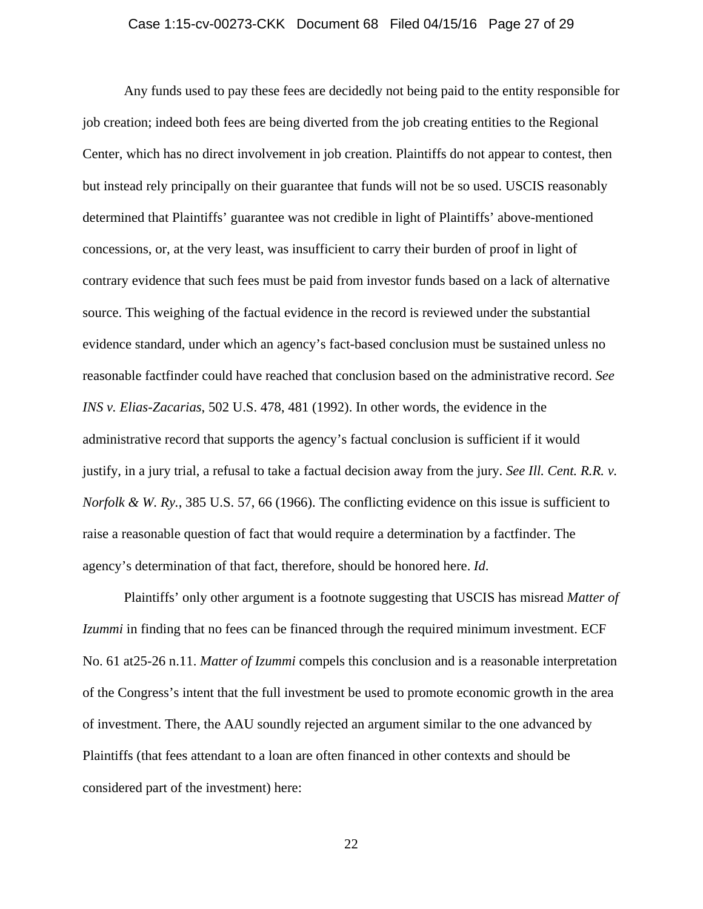Any funds used to pay these fees are decidedly not being paid to the entity responsible for job creation; indeed both fees are being diverted from the job creating entities to the Regional Center, which has no direct involvement in job creation. Plaintiffs do not appear to contest, then but instead rely principally on their guarantee that funds will not be so used. USCIS reasonably determined that Plaintiffs' guarantee was not credible in light of Plaintiffs' above-mentioned concessions, or, at the very least, was insufficient to carry their burden of proof in light of contrary evidence that such fees must be paid from investor funds based on a lack of alternative source. This weighing of the factual evidence in the record is reviewed under the substantial evidence standard, under which an agency's fact-based conclusion must be sustained unless no reasonable factfinder could have reached that conclusion based on the administrative record. *See INS v. Elias-Zacarias*, 502 U.S. 478, 481 (1992). In other words, the evidence in the administrative record that supports the agency's factual conclusion is sufficient if it would justify, in a jury trial, a refusal to take a factual decision away from the jury. *See Ill. Cent. R.R. v. Norfolk & W. Ry.*, 385 U.S. 57, 66 (1966). The conflicting evidence on this issue is sufficient to raise a reasonable question of fact that would require a determination by a factfinder. The agency's determination of that fact, therefore, should be honored here. *Id.*

Plaintiffs' only other argument is a footnote suggesting that USCIS has misread *Matter of Izummi* in finding that no fees can be financed through the required minimum investment. ECF No. 61 at25-26 n.11. *Matter of Izummi* compels this conclusion and is a reasonable interpretation of the Congress's intent that the full investment be used to promote economic growth in the area of investment. There, the AAU soundly rejected an argument similar to the one advanced by Plaintiffs (that fees attendant to a loan are often financed in other contexts and should be considered part of the investment) here: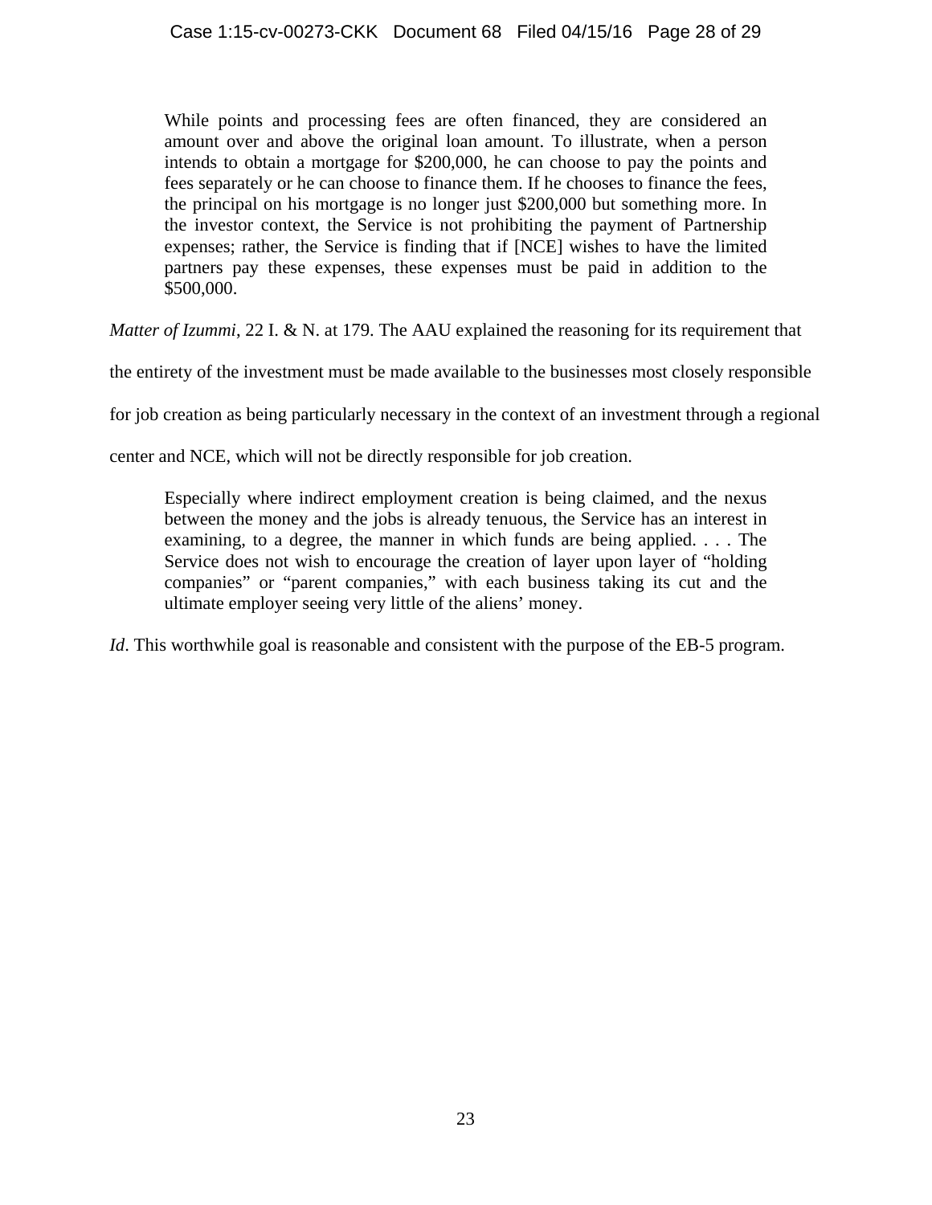> While points and processing fees are often financed, they are considered an amount over and above the original loan amount. To illustrate, when a person intends to obtain a mortgage for $200,000, he can choose to pay the points and fees separately or he can choose to finance them. If he chooses to finance the fees, the principal on his mortgage is no longer just $200,000 but something more. In the investor context, the Service is not prohibiting the payment of Partnership expenses; rather, the Service is finding that if [NCE] wishes to have the limited partners pay these expenses, these expenses must be paid in addition to the $500,000.

*Matter of Izummi*, 22 I. & N. at 179. The AAU explained the reasoning for its requirement that the entirety of the investment must be made available to the businesses most closely responsible for job creation as being particularly necessary in the context of an investment through a regional center and NCE, which will not be directly responsible for job creation.

> Especially where indirect employment creation is being claimed, and the nexus between the money and the jobs is already tenuous, the Service has an interest in examining, to a degree, the manner in which funds are being applied. . . . The Service does not wish to encourage the creation of layer upon layer of "holding companies" or "parent companies," with each business taking its cut and the ultimate employer seeing very little of the aliens' money.

*Id*. This worthwhile goal is reasonable and consistent with the purpose of the EB-5 program.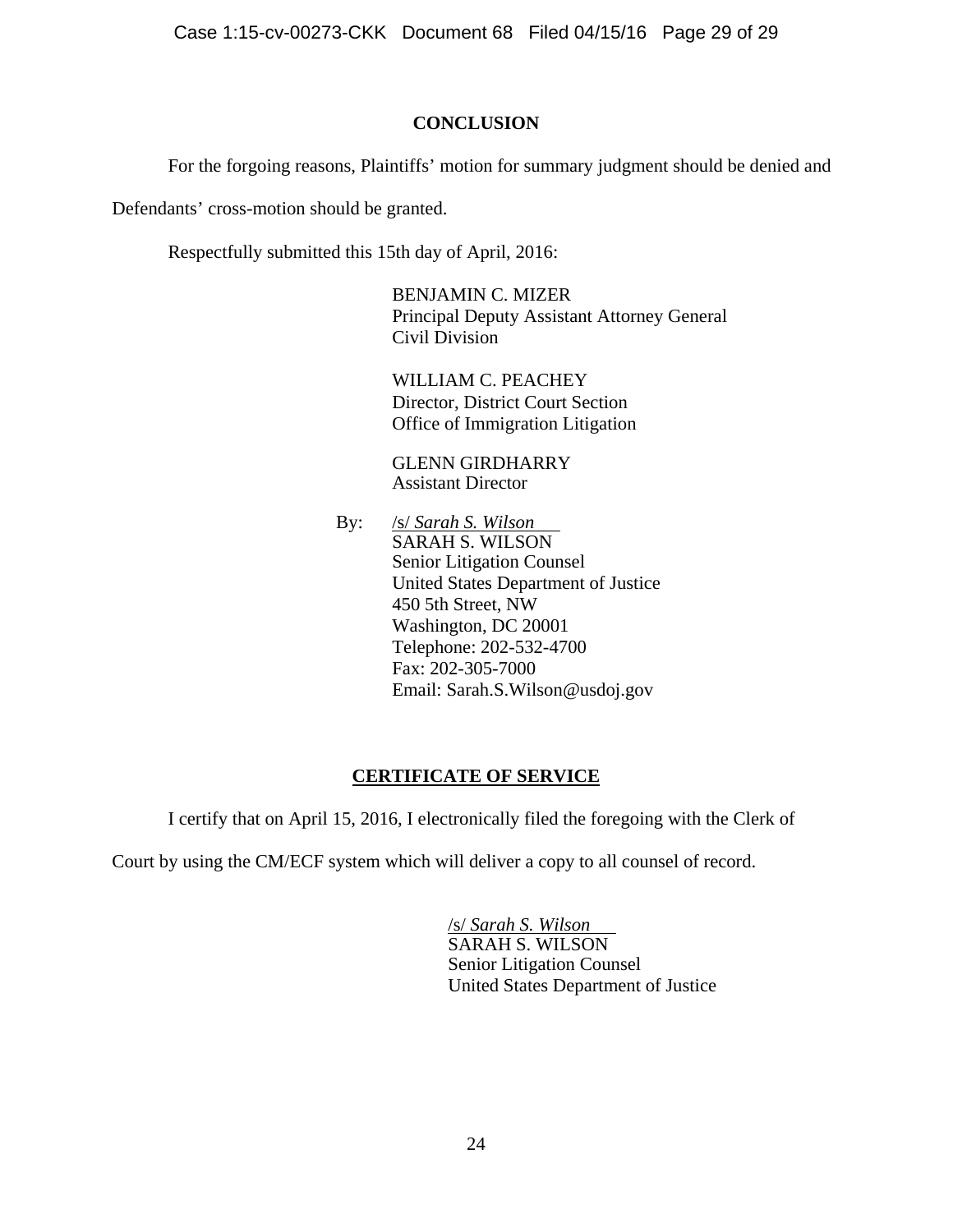**CONCLUSION**

For the forgoing reasons, Plaintiffs' motion for summary judgment should be denied and Defendants' cross-motion should be granted.

Respectfully submitted this 15th day of April, 2016:

BENJAMIN C. MIZER
Principal Deputy Assistant Attorney General
Civil Division

WILLIAM C. PEACHEY
Director, District Court Section
Office of Immigration Litigation

GLENN GIRDHARRY
Assistant Director

By: /s/ *Sarah S. Wilson*
SARAH S. WILSON
Senior Litigation Counsel
United States Department of Justice
450 5th Street, NW
Washington, DC 20001
Telephone: 202-532-4700
Fax: 202-305-7000
Email: Sarah.S.Wilson@usdoj.gov

**CERTIFICATE OF SERVICE**

I certify that on April 15, 2016, I electronically filed the foregoing with the Clerk of Court by using the CM/ECF system which will deliver a copy to all counsel of record.

/s/ *Sarah S. Wilson*
SARAH S. WILSON
Senior Litigation Counsel
United States Department of Justice